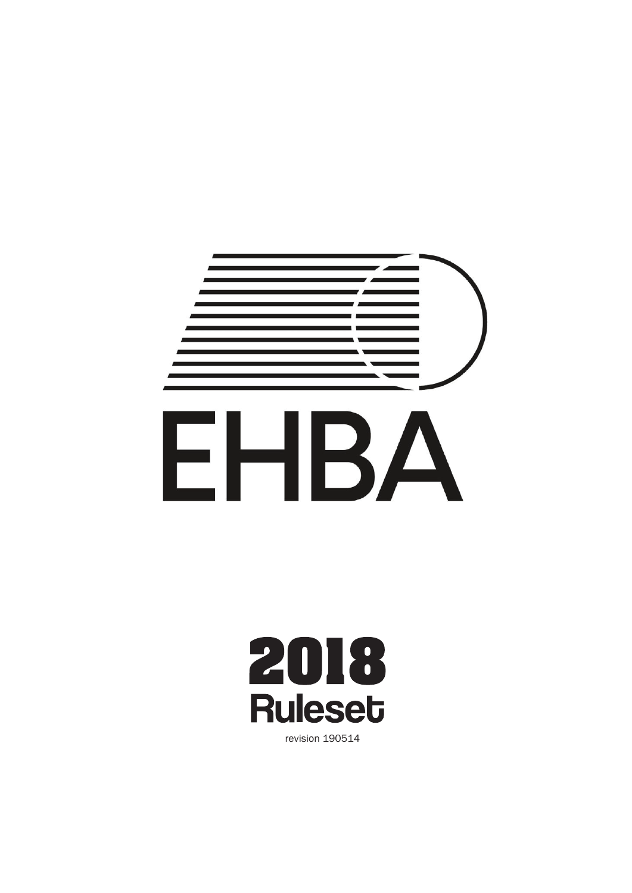# EHBA

## 2018 Ruleset

revision 190514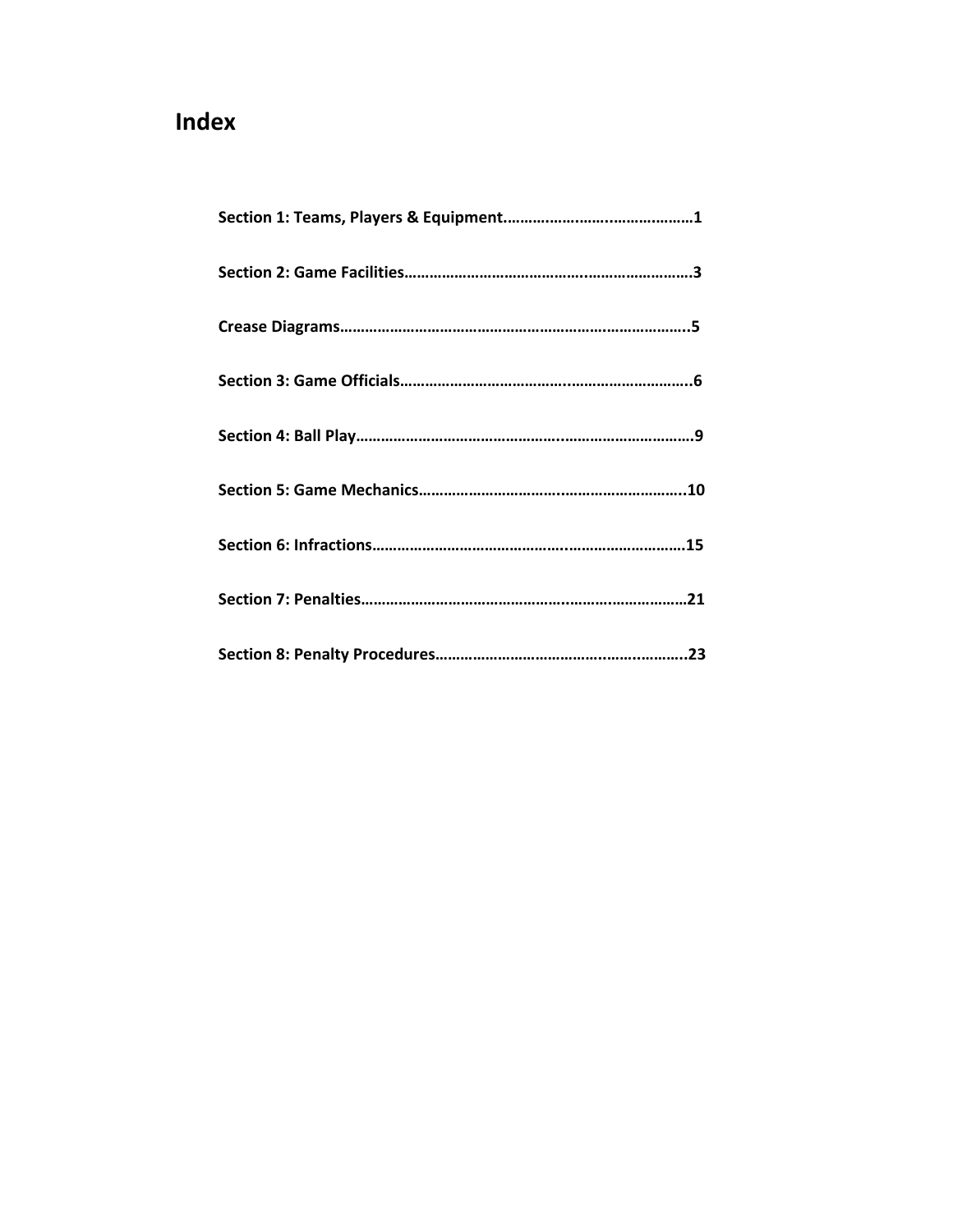# Index

**Section 1: Teams, Players & Equipment……………………………………………1**

**Section 2: Game Facilities……………………………………………………………3**

**Crease Diagrams…………………………………………………………………………..5**

**Section 3: Game Officials……………………………………………………………..6**

**Section 4: Ball Play……………………………………………………………………….9**

**Section 5: Game Mechanics……………………………………………………….10**

**Section 6: Infractions……………………………………………………………………15**

**Section 7: Penalties………………………………………………………………………21**

**Section 8: Penalty Procedures…………………………………………………..23**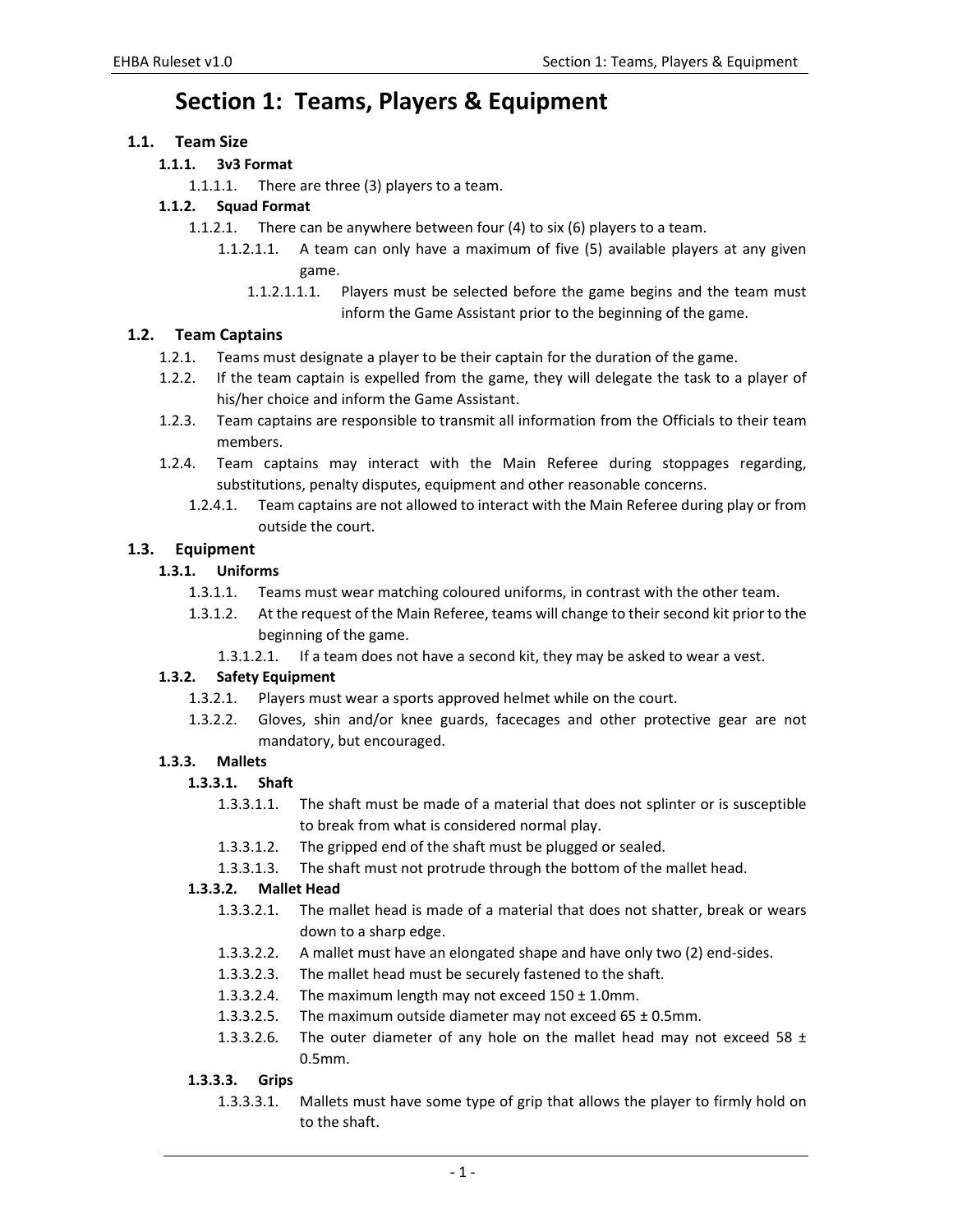# Section 1: Teams, Players & Equipment

## 1.1. Team Size

### 1.1.1. 3v3 Format

1.1.1.1. There are three (3) players to a team.

### 1.1.2. Squad Format

1.1.2.1. There can be anywhere between four (4) to six (6) players to a team.

1.1.2.1.1. A team can only have a maximum of five (5) available players at any given game.

1.1.2.1.1.1. Players must be selected before the game begins and the team must inform the Game Assistant prior to the beginning of the game.

## 1.2. Team Captains

1.2.1. Teams must designate a player to be their captain for the duration of the game.

1.2.2. If the team captain is expelled from the game, they will delegate the task to a player of his/her choice and inform the Game Assistant.

1.2.3. Team captains are responsible to transmit all information from the Officials to their team members.

1.2.4. Team captains may interact with the Main Referee during stoppages regarding, substitutions, penalty disputes, equipment and other reasonable concerns.

1.2.4.1. Team captains are not allowed to interact with the Main Referee during play or from outside the court.

## 1.3. Equipment

### 1.3.1. Uniforms

1.3.1.1. Teams must wear matching coloured uniforms, in contrast with the other team.

1.3.1.2. At the request of the Main Referee, teams will change to their second kit prior to the beginning of the game.

1.3.1.2.1. If a team does not have a second kit, they may be asked to wear a vest.

### 1.3.2. Safety Equipment

1.3.2.1. Players must wear a sports approved helmet while on the court.

1.3.2.2. Gloves, shin and/or knee guards, facecages and other protective gear are not mandatory, but encouraged.

### 1.3.3. Mallets

#### 1.3.3.1. Shaft

1.3.3.1.1. The shaft must be made of a material that does not splinter or is susceptible to break from what is considered normal play.

1.3.3.1.2. The gripped end of the shaft must be plugged or sealed.

1.3.3.1.3. The shaft must not protrude through the bottom of the mallet head.

#### 1.3.3.2. Mallet Head

1.3.3.2.1. The mallet head is made of a material that does not shatter, break or wears down to a sharp edge.

1.3.3.2.2. A mallet must have an elongated shape and have only two (2) end-sides.

1.3.3.2.3. The mallet head must be securely fastened to the shaft.

1.3.3.2.4. The maximum length may not exceed 150 ± 1.0mm.

1.3.3.2.5. The maximum outside diameter may not exceed 65 ± 0.5mm.

1.3.3.2.6. The outer diameter of any hole on the mallet head may not exceed 58 ± 0.5mm.

#### 1.3.3.3. Grips

1.3.3.3.1. Mallets must have some type of grip that allows the player to firmly hold on to the shaft.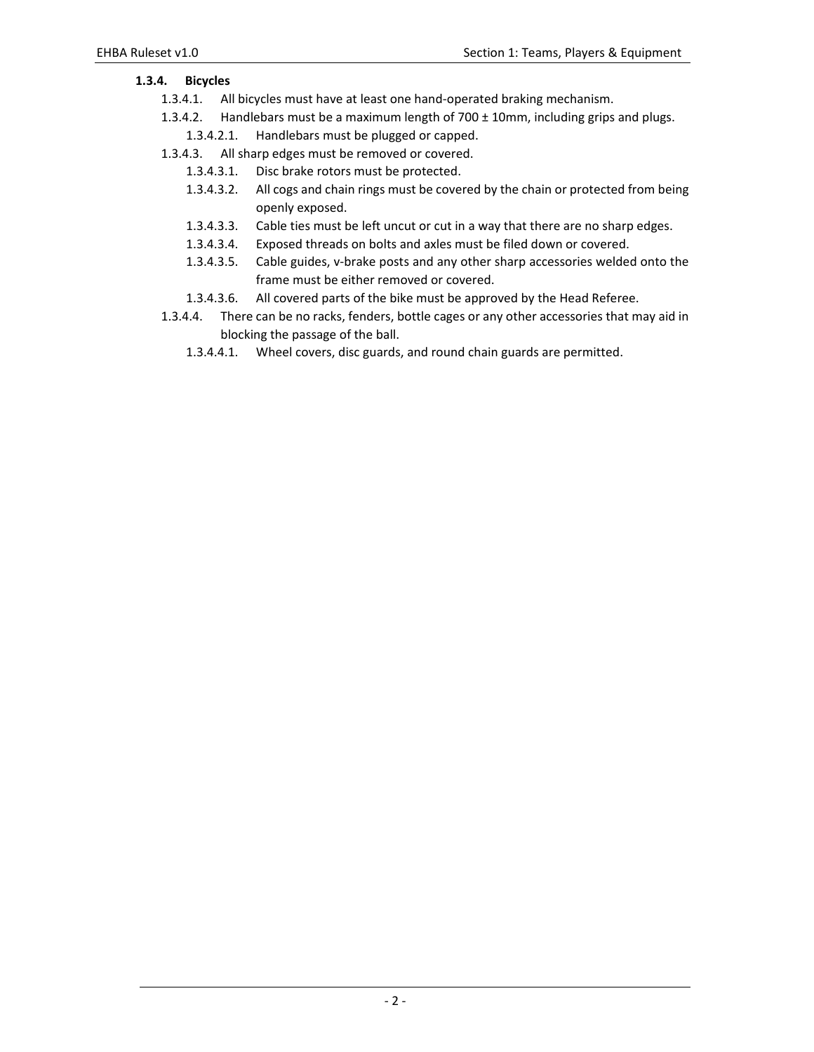#### 1.3.4. Bicycles

- 1.3.4.1. All bicycles must have at least one hand-operated braking mechanism.
- 1.3.4.2. Handlebars must be a maximum length of 700 ± 10mm, including grips and plugs.
  - 1.3.4.2.1. Handlebars must be plugged or capped.
- 1.3.4.3. All sharp edges must be removed or covered.
  - 1.3.4.3.1. Disc brake rotors must be protected.
  - 1.3.4.3.2. All cogs and chain rings must be covered by the chain or protected from being openly exposed.
  - 1.3.4.3.3. Cable ties must be left uncut or cut in a way that there are no sharp edges.
  - 1.3.4.3.4. Exposed threads on bolts and axles must be filed down or covered.
  - 1.3.4.3.5. Cable guides, v-brake posts and any other sharp accessories welded onto the frame must be either removed or covered.
  - 1.3.4.3.6. All covered parts of the bike must be approved by the Head Referee.
- 1.3.4.4. There can be no racks, fenders, bottle cages or any other accessories that may aid in blocking the passage of the ball.
  - 1.3.4.4.1. Wheel covers, disc guards, and round chain guards are permitted.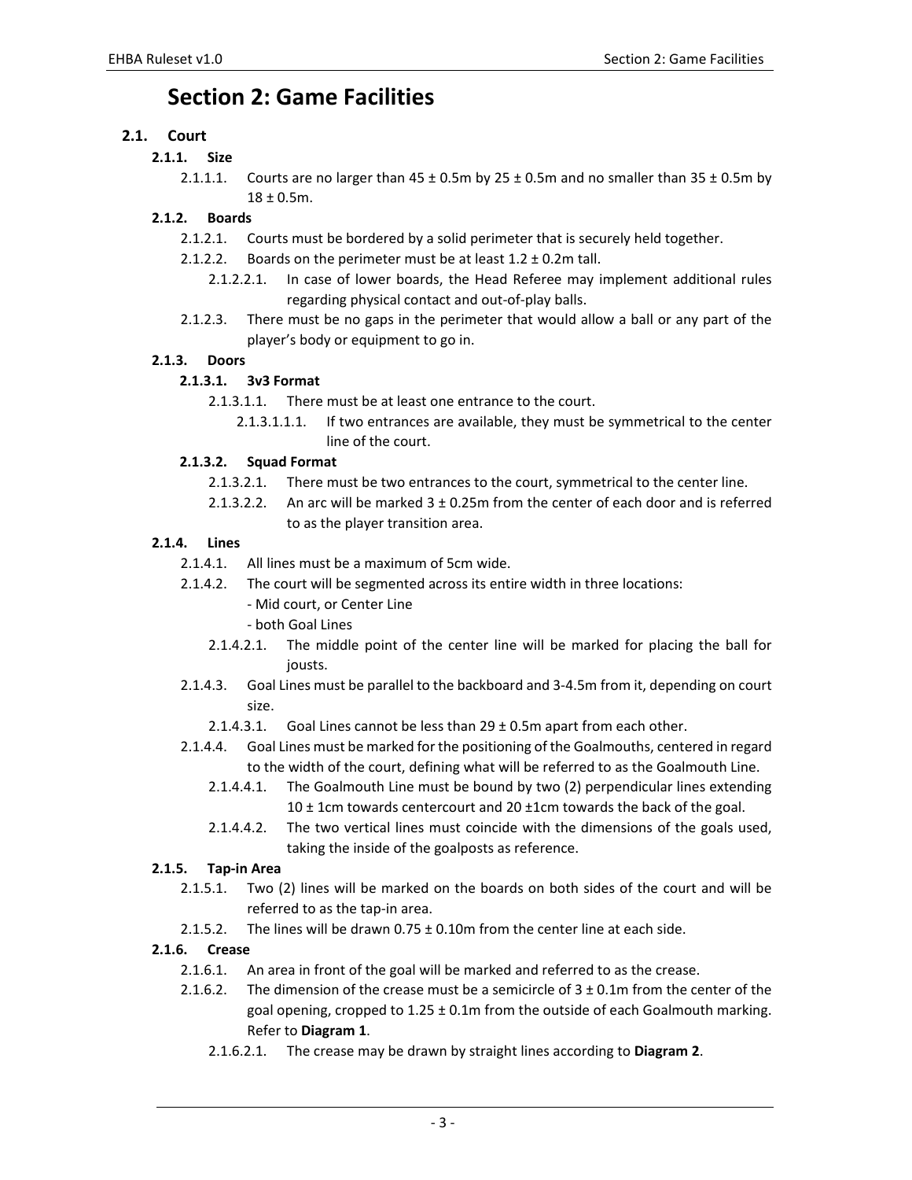# Section 2: Game Facilities

## 2.1. Court

### 2.1.1. Size

2.1.1.1. Courts are no larger than 45 ± 0.5m by 25 ± 0.5m and no smaller than 35 ± 0.5m by 18 ± 0.5m.

### 2.1.2. Boards

2.1.2.1. Courts must be bordered by a solid perimeter that is securely held together.

2.1.2.2. Boards on the perimeter must be at least 1.2 ± 0.2m tall.

2.1.2.2.1. In case of lower boards, the Head Referee may implement additional rules regarding physical contact and out-of-play balls.

2.1.2.3. There must be no gaps in the perimeter that would allow a ball or any part of the player's body or equipment to go in.

### 2.1.3. Doors

#### 2.1.3.1. 3v3 Format

2.1.3.1.1. There must be at least one entrance to the court.

2.1.3.1.1.1. If two entrances are available, they must be symmetrical to the center line of the court.

#### 2.1.3.2. Squad Format

2.1.3.2.1. There must be two entrances to the court, symmetrical to the center line.

2.1.3.2.2. An arc will be marked 3 ± 0.25m from the center of each door and is referred to as the player transition area.

### 2.1.4. Lines

2.1.4.1. All lines must be a maximum of 5cm wide.

2.1.4.2. The court will be segmented across its entire width in three locations:
- Mid court, or Center Line
- both Goal Lines

2.1.4.2.1. The middle point of the center line will be marked for placing the ball for jousts.

2.1.4.3. Goal Lines must be parallel to the backboard and 3-4.5m from it, depending on court size.

2.1.4.3.1. Goal Lines cannot be less than 29 ± 0.5m apart from each other.

2.1.4.4. Goal Lines must be marked for the positioning of the Goalmouths, centered in regard to the width of the court, defining what will be referred to as the Goalmouth Line.

2.1.4.4.1. The Goalmouth Line must be bound by two (2) perpendicular lines extending 10 ± 1cm towards centercourt and 20 ±1cm towards the back of the goal.

2.1.4.4.2. The two vertical lines must coincide with the dimensions of the goals used, taking the inside of the goalposts as reference.

### 2.1.5. Tap-in Area

2.1.5.1. Two (2) lines will be marked on the boards on both sides of the court and will be referred to as the tap-in area.

2.1.5.2. The lines will be drawn 0.75 ± 0.10m from the center line at each side.

### 2.1.6. Crease

2.1.6.1. An area in front of the goal will be marked and referred to as the crease.

2.1.6.2. The dimension of the crease must be a semicircle of 3 ± 0.1m from the center of the goal opening, cropped to 1.25 ± 0.1m from the outside of each Goalmouth marking. Refer to **Diagram 1**.

2.1.6.2.1. The crease may be drawn by straight lines according to **Diagram 2**.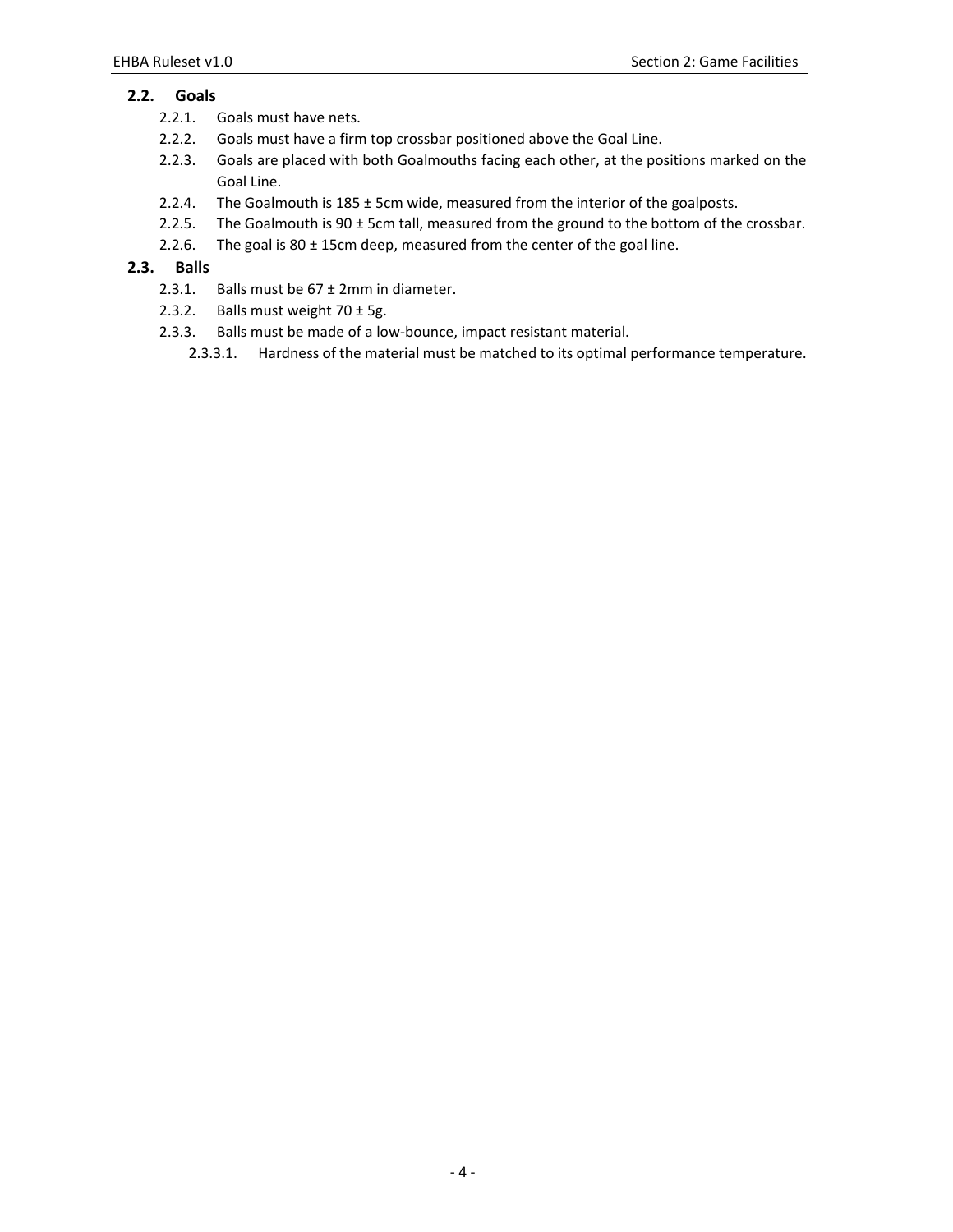## 2.2. Goals

- 2.2.1. Goals must have nets.
- 2.2.2. Goals must have a firm top crossbar positioned above the Goal Line.
- 2.2.3. Goals are placed with both Goalmouths facing each other, at the positions marked on the Goal Line.
- 2.2.4. The Goalmouth is 185 ± 5cm wide, measured from the interior of the goalposts.
- 2.2.5. The Goalmouth is 90 ± 5cm tall, measured from the ground to the bottom of the crossbar.
- 2.2.6. The goal is 80 ± 15cm deep, measured from the center of the goal line.

## 2.3. Balls

- 2.3.1. Balls must be 67 ± 2mm in diameter.
- 2.3.2. Balls must weight 70 ± 5g.
- 2.3.3. Balls must be made of a low-bounce, impact resistant material.
  - 2.3.3.1. Hardness of the material must be matched to its optimal performance temperature.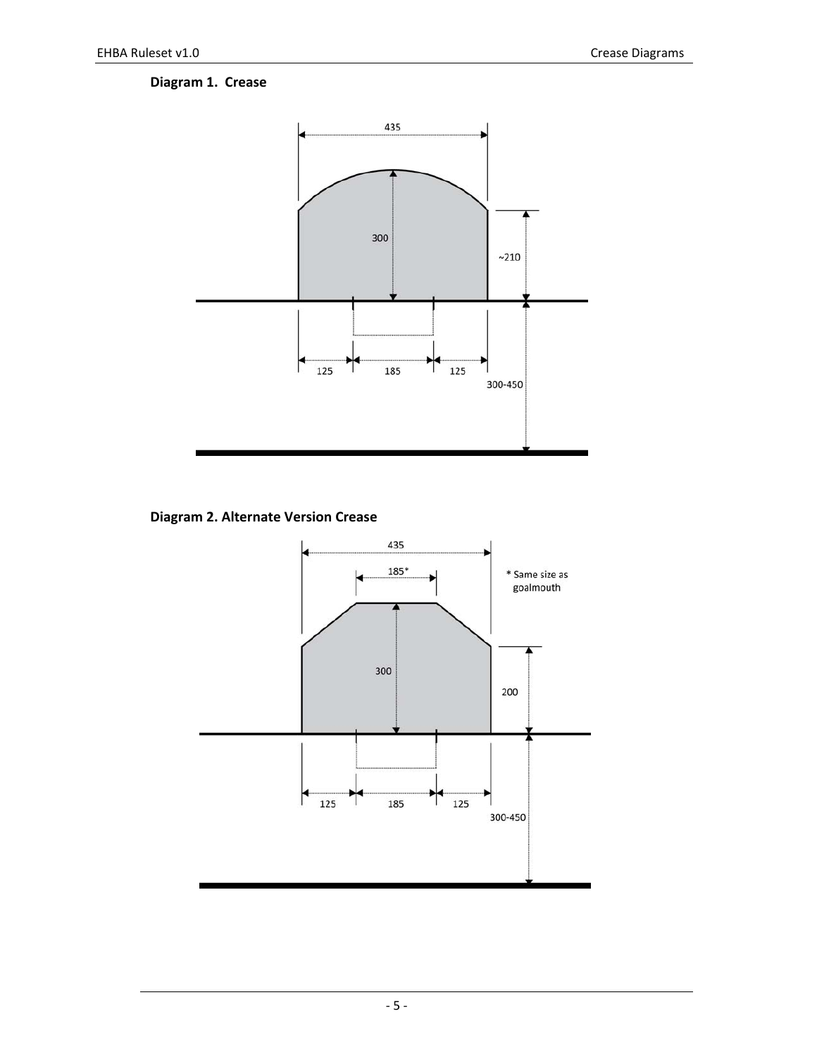**Diagram 1. Crease**

435

300

~210

125 185 125

300-450

**Diagram 2. Alternate Version Crease**

435

185*

\* Same size as goalmouth

300

200

125 185 125

300-450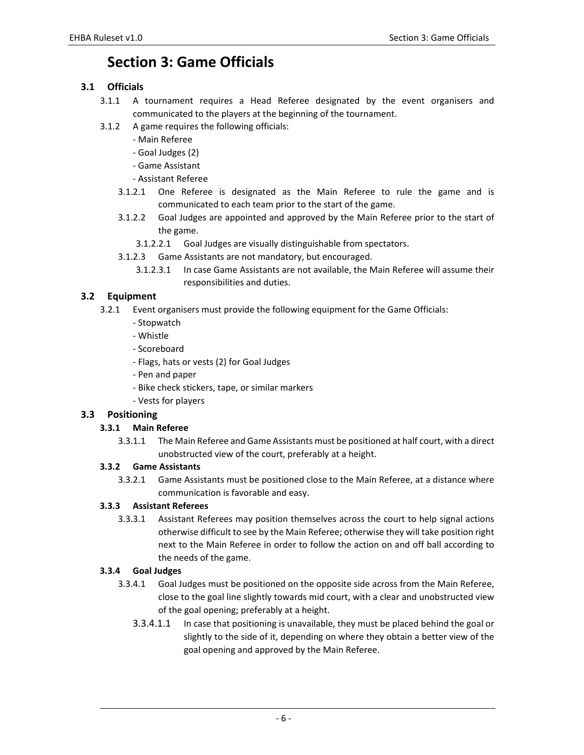# Section 3: Game Officials

## 3.1 Officials

3.1.1 A tournament requires a Head Referee designated by the event organisers and communicated to the players at the beginning of the tournament.

3.1.2 A game requires the following officials:
- Main Referee
- Goal Judges (2)
- Game Assistant
- Assistant Referee

3.1.2.1 One Referee is designated as the Main Referee to rule the game and is communicated to each team prior to the start of the game.

3.1.2.2 Goal Judges are appointed and approved by the Main Referee prior to the start of the game.

3.1.2.2.1 Goal Judges are visually distinguishable from spectators.

3.1.2.3 Game Assistants are not mandatory, but encouraged.

3.1.2.3.1 In case Game Assistants are not available, the Main Referee will assume their responsibilities and duties.

## 3.2 Equipment

3.2.1 Event organisers must provide the following equipment for the Game Officials:
- Stopwatch
- Whistle
- Scoreboard
- Flags, hats or vests (2) for Goal Judges
- Pen and paper
- Bike check stickers, tape, or similar markers
- Vests for players

## 3.3 Positioning

### 3.3.1 Main Referee

3.3.1.1 The Main Referee and Game Assistants must be positioned at half court, with a direct unobstructed view of the court, preferably at a height.

### 3.3.2 Game Assistants

3.3.2.1 Game Assistants must be positioned close to the Main Referee, at a distance where communication is favorable and easy.

### 3.3.3 Assistant Referees

3.3.3.1 Assistant Referees may position themselves across the court to help signal actions otherwise difficult to see by the Main Referee; otherwise they will take position right next to the Main Referee in order to follow the action on and off ball according to the needs of the game.

### 3.3.4 Goal Judges

3.3.4.1 Goal Judges must be positioned on the opposite side across from the Main Referee, close to the goal line slightly towards mid court, with a clear and unobstructed view of the goal opening; preferably at a height.

3.3.4.1.1 In case that positioning is unavailable, they must be placed behind the goal or slightly to the side of it, depending on where they obtain a better view of the goal opening and approved by the Main Referee.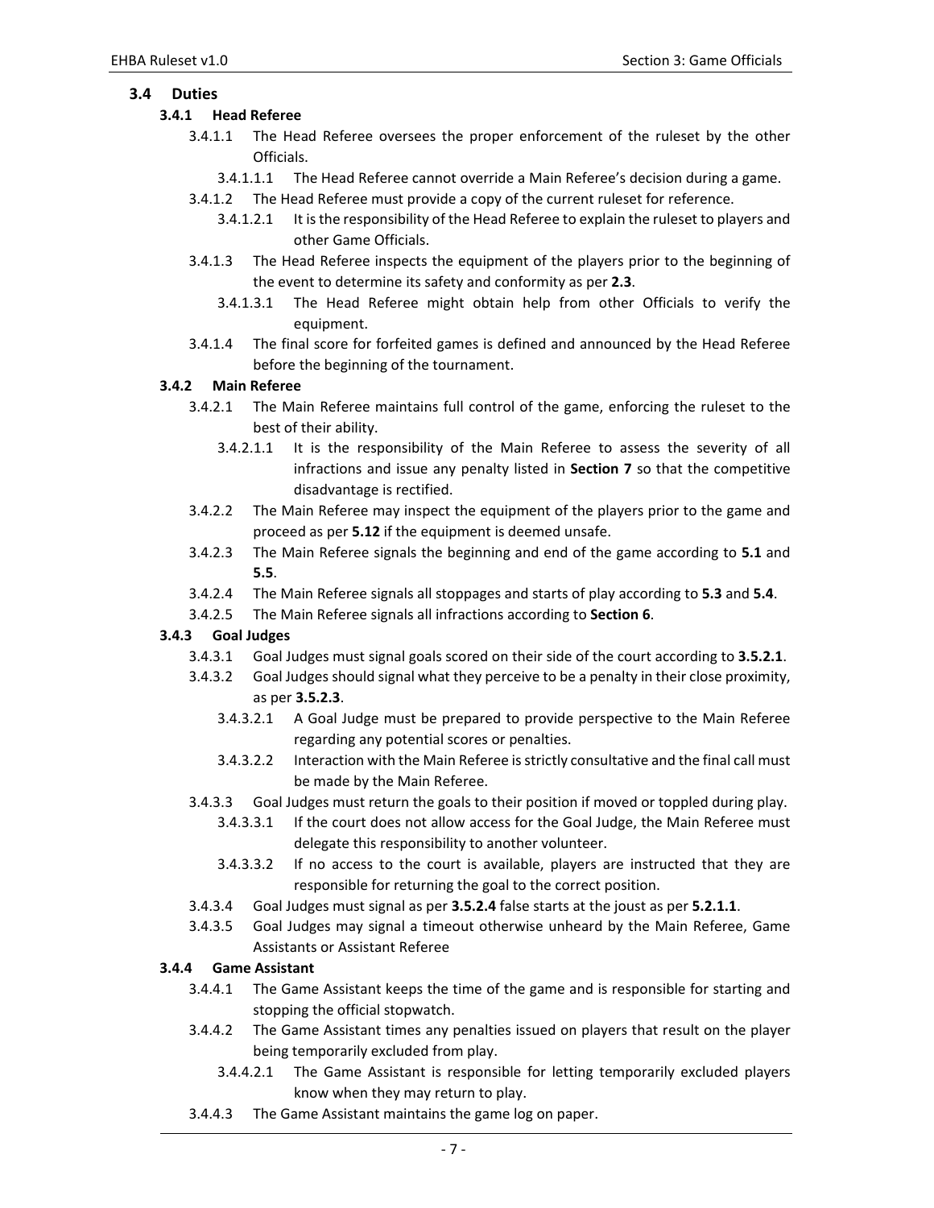## 3.4 Duties

### 3.4.1 Head Referee

3.4.1.1 The Head Referee oversees the proper enforcement of the ruleset by the other Officials.

3.4.1.1.1 The Head Referee cannot override a Main Referee's decision during a game.

3.4.1.2 The Head Referee must provide a copy of the current ruleset for reference.

3.4.1.2.1 It is the responsibility of the Head Referee to explain the ruleset to players and other Game Officials.

3.4.1.3 The Head Referee inspects the equipment of the players prior to the beginning of the event to determine its safety and conformity as per **2.3**.

3.4.1.3.1 The Head Referee might obtain help from other Officials to verify the equipment.

3.4.1.4 The final score for forfeited games is defined and announced by the Head Referee before the beginning of the tournament.

### 3.4.2 Main Referee

3.4.2.1 The Main Referee maintains full control of the game, enforcing the ruleset to the best of their ability.

3.4.2.1.1 It is the responsibility of the Main Referee to assess the severity of all infractions and issue any penalty listed in **Section 7** so that the competitive disadvantage is rectified.

3.4.2.2 The Main Referee may inspect the equipment of the players prior to the game and proceed as per **5.12** if the equipment is deemed unsafe.

3.4.2.3 The Main Referee signals the beginning and end of the game according to **5.1** and **5.5**.

3.4.2.4 The Main Referee signals all stoppages and starts of play according to **5.3** and **5.4**.

3.4.2.5 The Main Referee signals all infractions according to **Section 6**.

### 3.4.3 Goal Judges

3.4.3.1 Goal Judges must signal goals scored on their side of the court according to **3.5.2.1**.

3.4.3.2 Goal Judges should signal what they perceive to be a penalty in their close proximity, as per **3.5.2.3**.

3.4.3.2.1 A Goal Judge must be prepared to provide perspective to the Main Referee regarding any potential scores or penalties.

3.4.3.2.2 Interaction with the Main Referee is strictly consultative and the final call must be made by the Main Referee.

3.4.3.3 Goal Judges must return the goals to their position if moved or toppled during play.

3.4.3.3.1 If the court does not allow access for the Goal Judge, the Main Referee must delegate this responsibility to another volunteer.

3.4.3.3.2 If no access to the court is available, players are instructed that they are responsible for returning the goal to the correct position.

3.4.3.4 Goal Judges must signal as per **3.5.2.4** false starts at the joust as per **5.2.1.1**.

3.4.3.5 Goal Judges may signal a timeout otherwise unheard by the Main Referee, Game Assistants or Assistant Referee

### 3.4.4 Game Assistant

3.4.4.1 The Game Assistant keeps the time of the game and is responsible for starting and stopping the official stopwatch.

3.4.4.2 The Game Assistant times any penalties issued on players that result on the player being temporarily excluded from play.

3.4.4.2.1 The Game Assistant is responsible for letting temporarily excluded players know when they may return to play.

3.4.4.3 The Game Assistant maintains the game log on paper.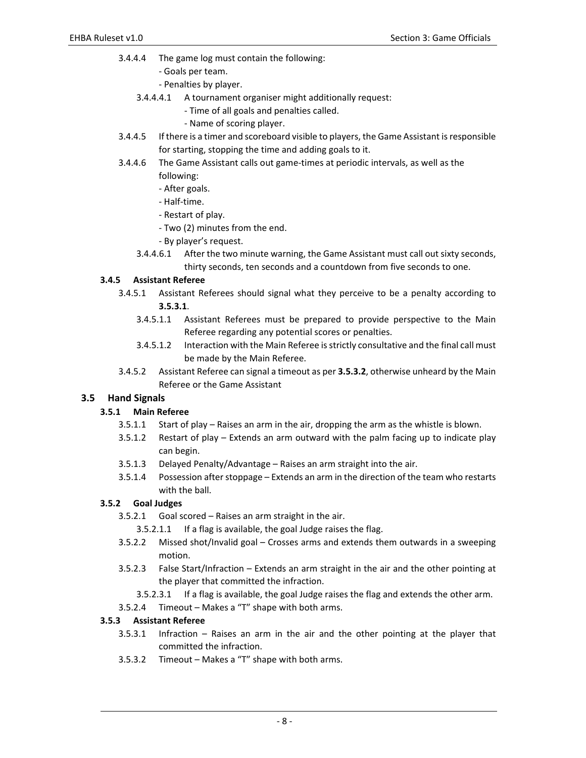3.4.4.4 The game log must contain the following:
- Goals per team.
- Penalties by player.

3.4.4.4.1 A tournament organiser might additionally request:
- Time of all goals and penalties called.
- Name of scoring player.

3.4.4.5 If there is a timer and scoreboard visible to players, the Game Assistant is responsible for starting, stopping the time and adding goals to it.

3.4.4.6 The Game Assistant calls out game-times at periodic intervals, as well as the following:
- After goals.
- Half-time.
- Restart of play.
- Two (2) minutes from the end.
- By player's request.

3.4.4.6.1 After the two minute warning, the Game Assistant must call out sixty seconds, thirty seconds, ten seconds and a countdown from five seconds to one.

### 3.4.5 Assistant Referee

3.4.5.1 Assistant Referees should signal what they perceive to be a penalty according to **3.5.3.1**.

3.4.5.1.1 Assistant Referees must be prepared to provide perspective to the Main Referee regarding any potential scores or penalties.

3.4.5.1.2 Interaction with the Main Referee is strictly consultative and the final call must be made by the Main Referee.

3.4.5.2 Assistant Referee can signal a timeout as per **3.5.3.2**, otherwise unheard by the Main Referee or the Game Assistant

## 3.5 Hand Signals

### 3.5.1 Main Referee

3.5.1.1 Start of play – Raises an arm in the air, dropping the arm as the whistle is blown.

3.5.1.2 Restart of play – Extends an arm outward with the palm facing up to indicate play can begin.

3.5.1.3 Delayed Penalty/Advantage – Raises an arm straight into the air.

3.5.1.4 Possession after stoppage – Extends an arm in the direction of the team who restarts with the ball.

### 3.5.2 Goal Judges

3.5.2.1 Goal scored – Raises an arm straight in the air.

3.5.2.1.1 If a flag is available, the goal Judge raises the flag.

3.5.2.2 Missed shot/Invalid goal – Crosses arms and extends them outwards in a sweeping motion.

3.5.2.3 False Start/Infraction – Extends an arm straight in the air and the other pointing at the player that committed the infraction.

3.5.2.3.1 If a flag is available, the goal Judge raises the flag and extends the other arm.

3.5.2.4 Timeout – Makes a "T" shape with both arms.

### 3.5.3 Assistant Referee

3.5.3.1 Infraction – Raises an arm in the air and the other pointing at the player that committed the infraction.

3.5.3.2 Timeout – Makes a "T" shape with both arms.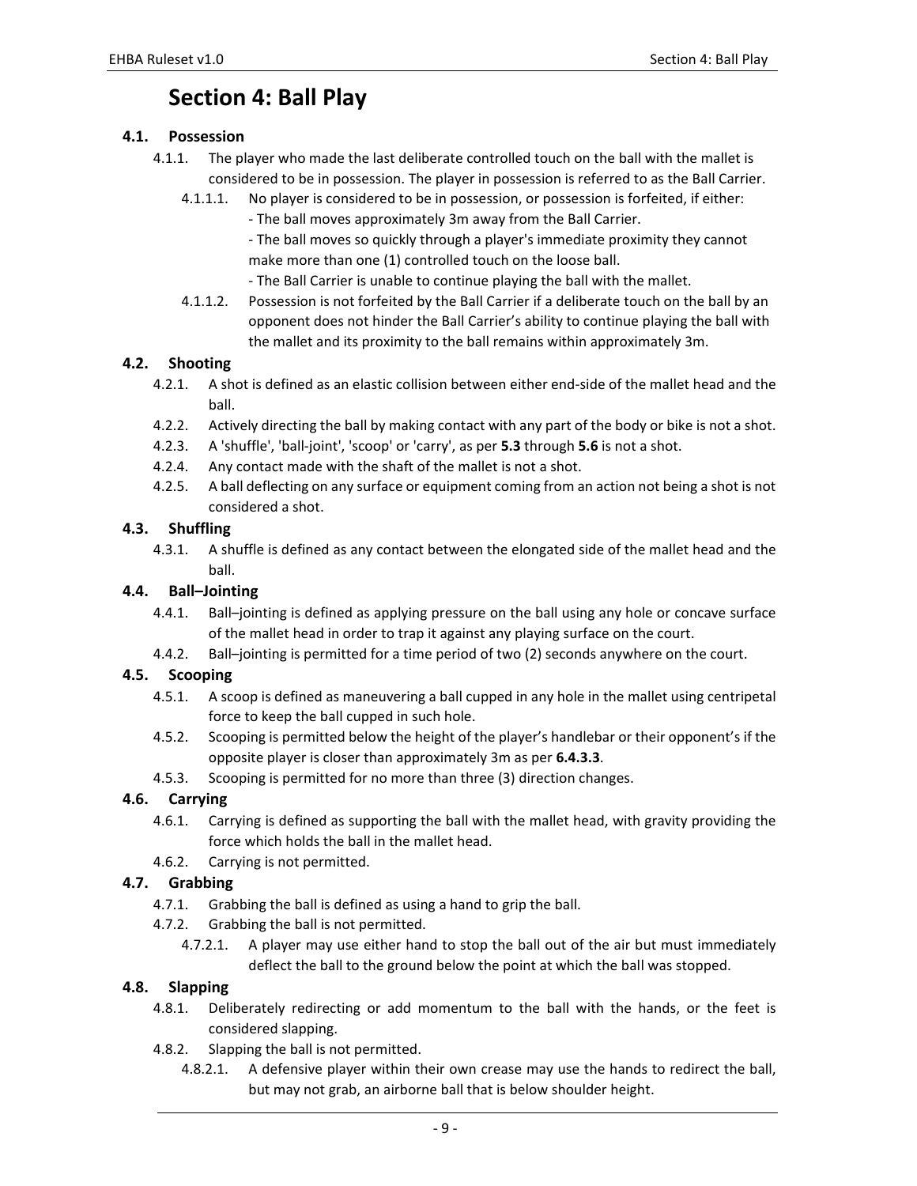# Section 4: Ball Play

## 4.1. Possession

- 4.1.1. The player who made the last deliberate controlled touch on the ball with the mallet is considered to be in possession. The player in possession is referred to as the Ball Carrier.
  - 4.1.1.1. No player is considered to be in possession, or possession is forfeited, if either:
    - The ball moves approximately 3m away from the Ball Carrier.
    - The ball moves so quickly through a player's immediate proximity they cannot make more than one (1) controlled touch on the loose ball.
    - The Ball Carrier is unable to continue playing the ball with the mallet.
  - 4.1.1.2. Possession is not forfeited by the Ball Carrier if a deliberate touch on the ball by an opponent does not hinder the Ball Carrier's ability to continue playing the ball with the mallet and its proximity to the ball remains within approximately 3m.

## 4.2. Shooting

- 4.2.1. A shot is defined as an elastic collision between either end-side of the mallet head and the ball.
- 4.2.2. Actively directing the ball by making contact with any part of the body or bike is not a shot.
- 4.2.3. A 'shuffle', 'ball-joint', 'scoop' or 'carry', as per **5.3** through **5.6** is not a shot.
- 4.2.4. Any contact made with the shaft of the mallet is not a shot.
- 4.2.5. A ball deflecting on any surface or equipment coming from an action not being a shot is not considered a shot.

## 4.3. Shuffling

- 4.3.1. A shuffle is defined as any contact between the elongated side of the mallet head and the ball.

## 4.4. Ball–Jointing

- 4.4.1. Ball–jointing is defined as applying pressure on the ball using any hole or concave surface of the mallet head in order to trap it against any playing surface on the court.
- 4.4.2. Ball–jointing is permitted for a time period of two (2) seconds anywhere on the court.

## 4.5. Scooping

- 4.5.1. A scoop is defined as maneuvering a ball cupped in any hole in the mallet using centripetal force to keep the ball cupped in such hole.
- 4.5.2. Scooping is permitted below the height of the player's handlebar or their opponent's if the opposite player is closer than approximately 3m as per **6.4.3.3**.
- 4.5.3. Scooping is permitted for no more than three (3) direction changes.

## 4.6. Carrying

- 4.6.1. Carrying is defined as supporting the ball with the mallet head, with gravity providing the force which holds the ball in the mallet head.
- 4.6.2. Carrying is not permitted.

## 4.7. Grabbing

- 4.7.1. Grabbing the ball is defined as using a hand to grip the ball.
- 4.7.2. Grabbing the ball is not permitted.
  - 4.7.2.1. A player may use either hand to stop the ball out of the air but must immediately deflect the ball to the ground below the point at which the ball was stopped.

## 4.8. Slapping

- 4.8.1. Deliberately redirecting or add momentum to the ball with the hands, or the feet is considered slapping.
- 4.8.2. Slapping the ball is not permitted.
  - 4.8.2.1. A defensive player within their own crease may use the hands to redirect the ball, but may not grab, an airborne ball that is below shoulder height.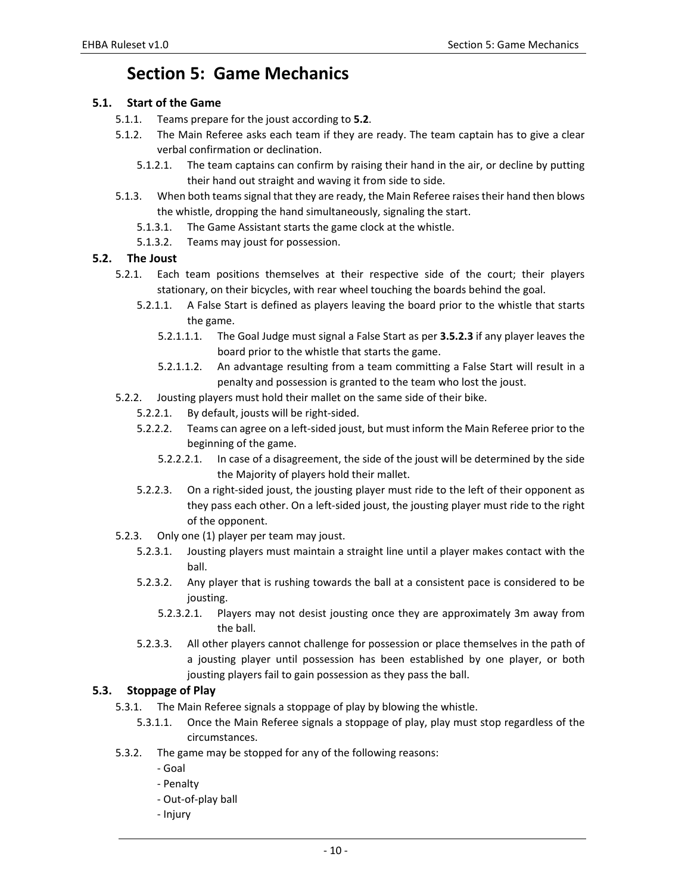# Section 5: Game Mechanics

## 5.1. Start of the Game

5.1.1. Teams prepare for the joust according to **5.2**.

5.1.2. The Main Referee asks each team if they are ready. The team captain has to give a clear verbal confirmation or declination.

5.1.2.1. The team captains can confirm by raising their hand in the air, or decline by putting their hand out straight and waving it from side to side.

5.1.3. When both teams signal that they are ready, the Main Referee raises their hand then blows the whistle, dropping the hand simultaneously, signaling the start.

5.1.3.1. The Game Assistant starts the game clock at the whistle.

5.1.3.2. Teams may joust for possession.

## 5.2. The Joust

5.2.1. Each team positions themselves at their respective side of the court; their players stationary, on their bicycles, with rear wheel touching the boards behind the goal.

5.2.1.1. A False Start is defined as players leaving the board prior to the whistle that starts the game.

5.2.1.1.1. The Goal Judge must signal a False Start as per **3.5.2.3** if any player leaves the board prior to the whistle that starts the game.

5.2.1.1.2. An advantage resulting from a team committing a False Start will result in a penalty and possession is granted to the team who lost the joust.

5.2.2. Jousting players must hold their mallet on the same side of their bike.

5.2.2.1. By default, jousts will be right-sided.

5.2.2.2. Teams can agree on a left-sided joust, but must inform the Main Referee prior to the beginning of the game.

5.2.2.2.1. In case of a disagreement, the side of the joust will be determined by the side the Majority of players hold their mallet.

5.2.2.3. On a right-sided joust, the jousting player must ride to the left of their opponent as they pass each other. On a left-sided joust, the jousting player must ride to the right of the opponent.

5.2.3. Only one (1) player per team may joust.

5.2.3.1. Jousting players must maintain a straight line until a player makes contact with the ball.

5.2.3.2. Any player that is rushing towards the ball at a consistent pace is considered to be jousting.

5.2.3.2.1. Players may not desist jousting once they are approximately 3m away from the ball.

5.2.3.3. All other players cannot challenge for possession or place themselves in the path of a jousting player until possession has been established by one player, or both jousting players fail to gain possession as they pass the ball.

## 5.3. Stoppage of Play

5.3.1. The Main Referee signals a stoppage of play by blowing the whistle.

5.3.1.1. Once the Main Referee signals a stoppage of play, play must stop regardless of the circumstances.

5.3.2. The game may be stopped for any of the following reasons:

- Goal
- Penalty
- Out-of-play ball
- Injury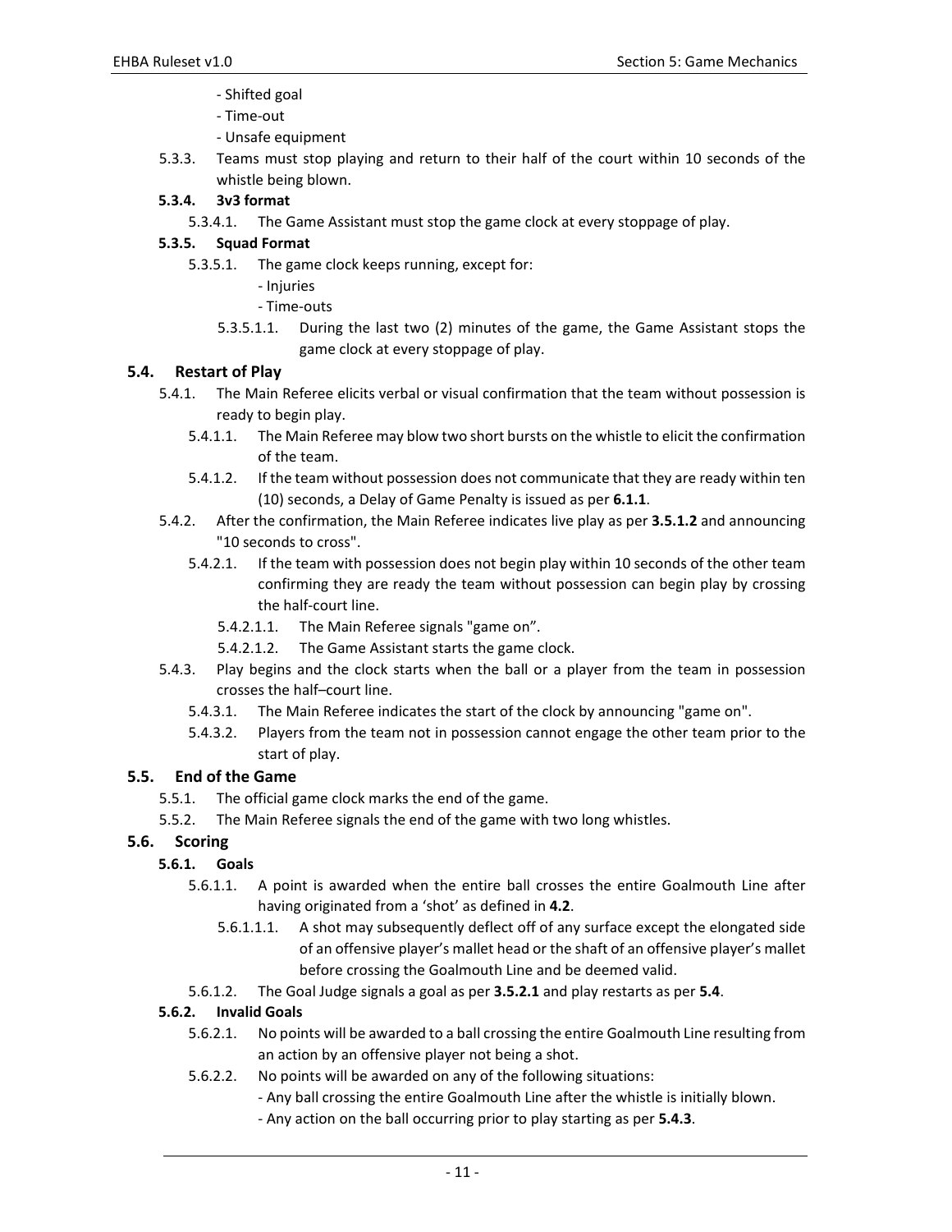- Shifted goal
- Time-out
- Unsafe equipment

5.3.3. Teams must stop playing and return to their half of the court within 10 seconds of the whistle being blown.

**5.3.4. 3v3 format**

5.3.4.1. The Game Assistant must stop the game clock at every stoppage of play.

**5.3.5. Squad Format**

5.3.5.1. The game clock keeps running, except for:
- Injuries
- Time-outs

5.3.5.1.1. During the last two (2) minutes of the game, the Game Assistant stops the game clock at every stoppage of play.

## 5.4. Restart of Play

5.4.1. The Main Referee elicits verbal or visual confirmation that the team without possession is ready to begin play.

5.4.1.1. The Main Referee may blow two short bursts on the whistle to elicit the confirmation of the team.

5.4.1.2. If the team without possession does not communicate that they are ready within ten (10) seconds, a Delay of Game Penalty is issued as per **6.1.1**.

5.4.2. After the confirmation, the Main Referee indicates live play as per **3.5.1.2** and announcing "10 seconds to cross".

5.4.2.1. If the team with possession does not begin play within 10 seconds of the other team confirming they are ready the team without possession can begin play by crossing the half-court line.

5.4.2.1.1. The Main Referee signals "game on".

5.4.2.1.2. The Game Assistant starts the game clock.

5.4.3. Play begins and the clock starts when the ball or a player from the team in possession crosses the half–court line.

5.4.3.1. The Main Referee indicates the start of the clock by announcing "game on".

5.4.3.2. Players from the team not in possession cannot engage the other team prior to the start of play.

## 5.5. End of the Game

5.5.1. The official game clock marks the end of the game.

5.5.2. The Main Referee signals the end of the game with two long whistles.

## 5.6. Scoring

**5.6.1. Goals**

5.6.1.1. A point is awarded when the entire ball crosses the entire Goalmouth Line after having originated from a 'shot' as defined in **4.2**.

5.6.1.1.1. A shot may subsequently deflect off of any surface except the elongated side of an offensive player's mallet head or the shaft of an offensive player's mallet before crossing the Goalmouth Line and be deemed valid.

5.6.1.2. The Goal Judge signals a goal as per **3.5.2.1** and play restarts as per **5.4**.

**5.6.2. Invalid Goals**

5.6.2.1. No points will be awarded to a ball crossing the entire Goalmouth Line resulting from an action by an offensive player not being a shot.

5.6.2.2. No points will be awarded on any of the following situations:
- Any ball crossing the entire Goalmouth Line after the whistle is initially blown.
- Any action on the ball occurring prior to play starting as per **5.4.3**.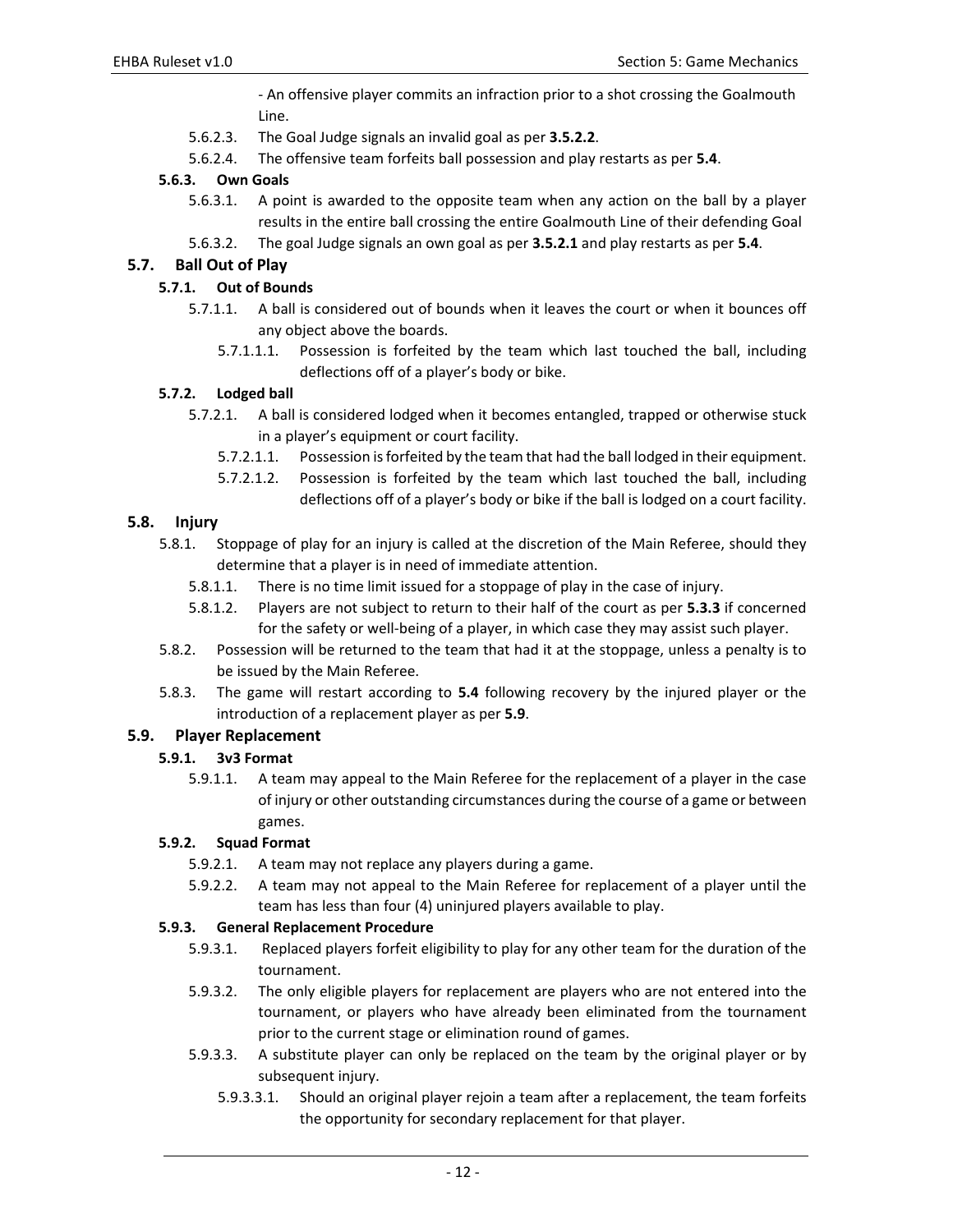- An offensive player commits an infraction prior to a shot crossing the Goalmouth Line.

5.6.2.3. The Goal Judge signals an invalid goal as per **3.5.2.2**.

5.6.2.4. The offensive team forfeits ball possession and play restarts as per **5.4**.

#### 5.6.3. Own Goals

5.6.3.1. A point is awarded to the opposite team when any action on the ball by a player results in the entire ball crossing the entire Goalmouth Line of their defending Goal

5.6.3.2. The goal Judge signals an own goal as per **3.5.2.1** and play restarts as per **5.4**.

### 5.7. Ball Out of Play

#### 5.7.1. Out of Bounds

5.7.1.1. A ball is considered out of bounds when it leaves the court or when it bounces off any object above the boards.

5.7.1.1.1. Possession is forfeited by the team which last touched the ball, including deflections off of a player's body or bike.

#### 5.7.2. Lodged ball

5.7.2.1. A ball is considered lodged when it becomes entangled, trapped or otherwise stuck in a player's equipment or court facility.

5.7.2.1.1. Possession is forfeited by the team that had the ball lodged in their equipment.

5.7.2.1.2. Possession is forfeited by the team which last touched the ball, including deflections off of a player's body or bike if the ball is lodged on a court facility.

### 5.8. Injury

5.8.1. Stoppage of play for an injury is called at the discretion of the Main Referee, should they determine that a player is in need of immediate attention.

5.8.1.1. There is no time limit issued for a stoppage of play in the case of injury.

5.8.1.2. Players are not subject to return to their half of the court as per **5.3.3** if concerned for the safety or well-being of a player, in which case they may assist such player.

5.8.2. Possession will be returned to the team that had it at the stoppage, unless a penalty is to be issued by the Main Referee.

5.8.3. The game will restart according to **5.4** following recovery by the injured player or the introduction of a replacement player as per **5.9**.

### 5.9. Player Replacement

#### 5.9.1. 3v3 Format

5.9.1.1. A team may appeal to the Main Referee for the replacement of a player in the case of injury or other outstanding circumstances during the course of a game or between games.

#### 5.9.2. Squad Format

5.9.2.1. A team may not replace any players during a game.

5.9.2.2. A team may not appeal to the Main Referee for replacement of a player until the team has less than four (4) uninjured players available to play.

#### 5.9.3. General Replacement Procedure

5.9.3.1. Replaced players forfeit eligibility to play for any other team for the duration of the tournament.

5.9.3.2. The only eligible players for replacement are players who are not entered into the tournament, or players who have already been eliminated from the tournament prior to the current stage or elimination round of games.

5.9.3.3. A substitute player can only be replaced on the team by the original player or by subsequent injury.

5.9.3.3.1. Should an original player rejoin a team after a replacement, the team forfeits the opportunity for secondary replacement for that player.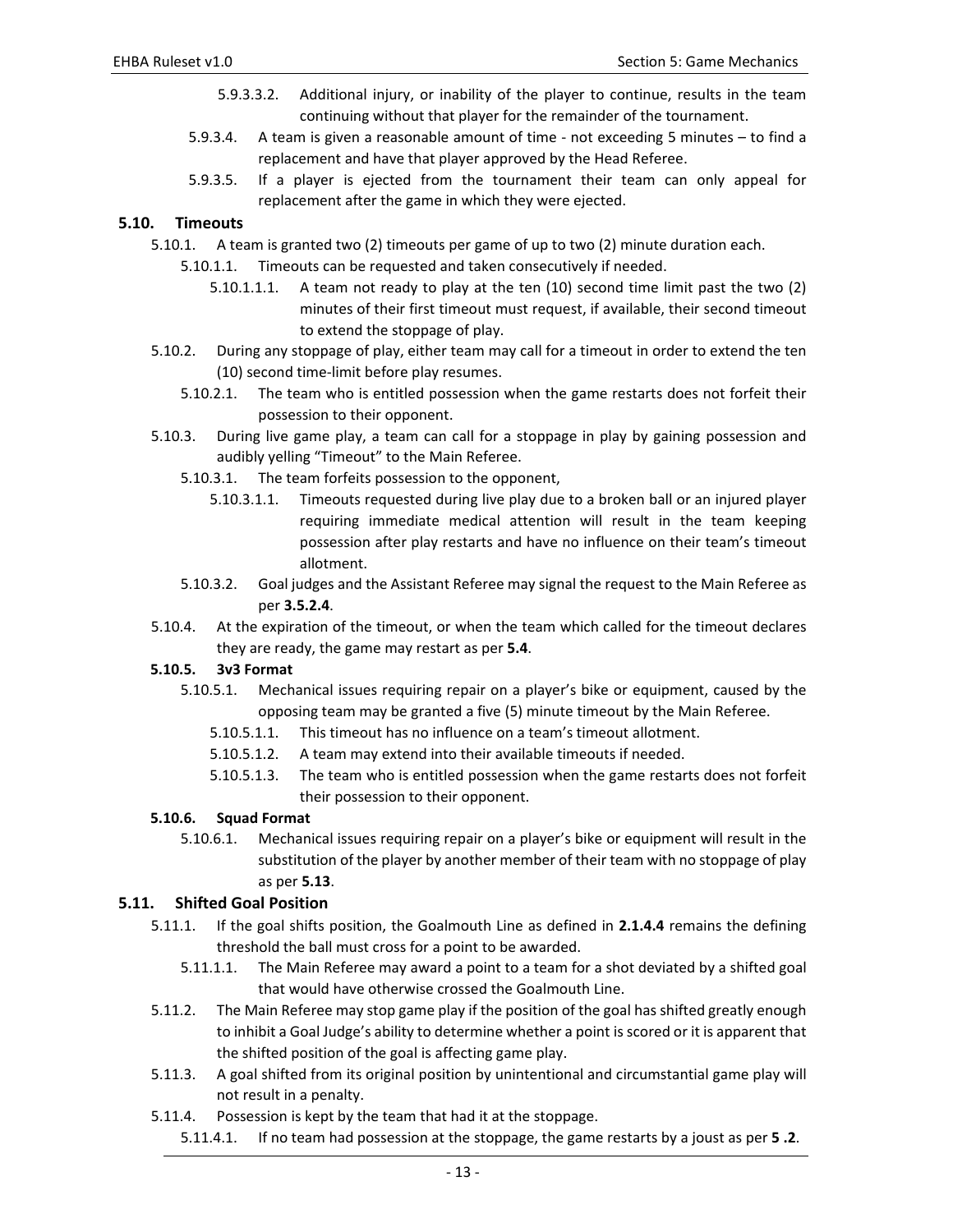5.9.3.3.2. Additional injury, or inability of the player to continue, results in the team continuing without that player for the remainder of the tournament.

5.9.3.4. A team is given a reasonable amount of time - not exceeding 5 minutes – to find a replacement and have that player approved by the Head Referee.

5.9.3.5. If a player is ejected from the tournament their team can only appeal for replacement after the game in which they were ejected.

## 5.10. Timeouts

5.10.1. A team is granted two (2) timeouts per game of up to two (2) minute duration each.

5.10.1.1. Timeouts can be requested and taken consecutively if needed.

5.10.1.1.1. A team not ready to play at the ten (10) second time limit past the two (2) minutes of their first timeout must request, if available, their second timeout to extend the stoppage of play.

5.10.2. During any stoppage of play, either team may call for a timeout in order to extend the ten (10) second time-limit before play resumes.

5.10.2.1. The team who is entitled possession when the game restarts does not forfeit their possession to their opponent.

5.10.3. During live game play, a team can call for a stoppage in play by gaining possession and audibly yelling "Timeout" to the Main Referee.

5.10.3.1. The team forfeits possession to the opponent,

5.10.3.1.1. Timeouts requested during live play due to a broken ball or an injured player requiring immediate medical attention will result in the team keeping possession after play restarts and have no influence on their team's timeout allotment.

5.10.3.2. Goal judges and the Assistant Referee may signal the request to the Main Referee as per **3.5.2.4**.

5.10.4. At the expiration of the timeout, or when the team which called for the timeout declares they are ready, the game may restart as per **5.4**.

### 5.10.5. 3v3 Format

5.10.5.1. Mechanical issues requiring repair on a player's bike or equipment, caused by the opposing team may be granted a five (5) minute timeout by the Main Referee.

5.10.5.1.1. This timeout has no influence on a team's timeout allotment.

5.10.5.1.2. A team may extend into their available timeouts if needed.

5.10.5.1.3. The team who is entitled possession when the game restarts does not forfeit their possession to their opponent.

### 5.10.6. Squad Format

5.10.6.1. Mechanical issues requiring repair on a player's bike or equipment will result in the substitution of the player by another member of their team with no stoppage of play as per **5.13**.

## 5.11. Shifted Goal Position

5.11.1. If the goal shifts position, the Goalmouth Line as defined in **2.1.4.4** remains the defining threshold the ball must cross for a point to be awarded.

5.11.1.1. The Main Referee may award a point to a team for a shot deviated by a shifted goal that would have otherwise crossed the Goalmouth Line.

5.11.2. The Main Referee may stop game play if the position of the goal has shifted greatly enough to inhibit a Goal Judge's ability to determine whether a point is scored or it is apparent that the shifted position of the goal is affecting game play.

5.11.3. A goal shifted from its original position by unintentional and circumstantial game play will not result in a penalty.

5.11.4. Possession is kept by the team that had it at the stoppage.

5.11.4.1. If no team had possession at the stoppage, the game restarts by a joust as per **5 .2**.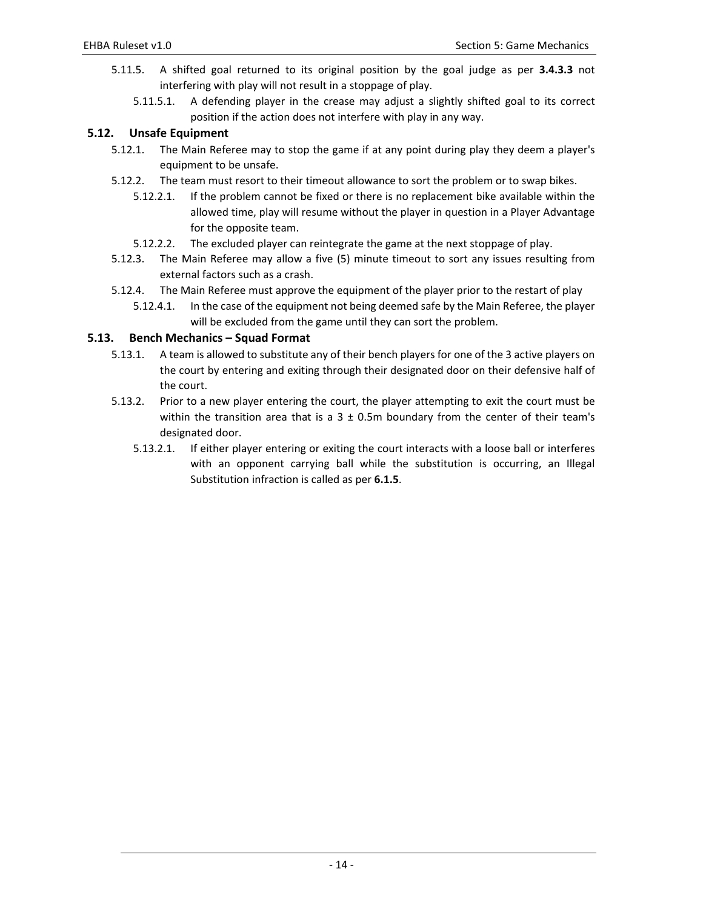5.11.5. A shifted goal returned to its original position by the goal judge as per **3.4.3.3** not interfering with play will not result in a stoppage of play.

5.11.5.1. A defending player in the crease may adjust a slightly shifted goal to its correct position if the action does not interfere with play in any way.

## 5.12. Unsafe Equipment

5.12.1. The Main Referee may to stop the game if at any point during play they deem a player's equipment to be unsafe.

5.12.2. The team must resort to their timeout allowance to sort the problem or to swap bikes.

5.12.2.1. If the problem cannot be fixed or there is no replacement bike available within the allowed time, play will resume without the player in question in a Player Advantage for the opposite team.

5.12.2.2. The excluded player can reintegrate the game at the next stoppage of play.

5.12.3. The Main Referee may allow a five (5) minute timeout to sort any issues resulting from external factors such as a crash.

5.12.4. The Main Referee must approve the equipment of the player prior to the restart of play

5.12.4.1. In the case of the equipment not being deemed safe by the Main Referee, the player will be excluded from the game until they can sort the problem.

## 5.13. Bench Mechanics – Squad Format

5.13.1. A team is allowed to substitute any of their bench players for one of the 3 active players on the court by entering and exiting through their designated door on their defensive half of the court.

5.13.2. Prior to a new player entering the court, the player attempting to exit the court must be within the transition area that is a 3 ± 0.5m boundary from the center of their team's designated door.

5.13.2.1. If either player entering or exiting the court interacts with a loose ball or interferes with an opponent carrying ball while the substitution is occurring, an Illegal Substitution infraction is called as per **6.1.5**.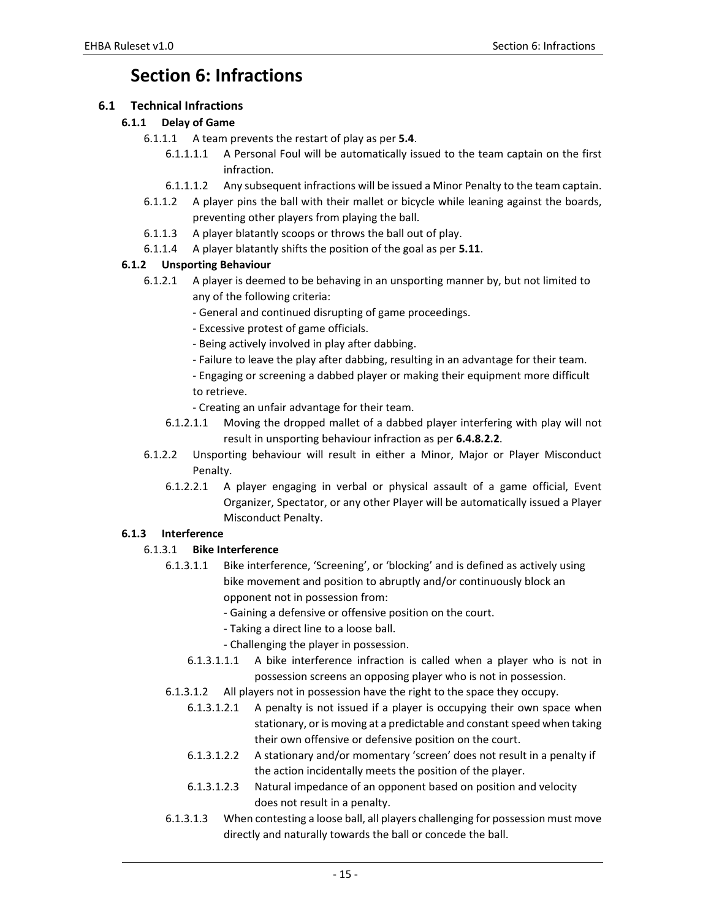# Section 6: Infractions

## 6.1 Technical Infractions

### 6.1.1 Delay of Game

6.1.1.1 A team prevents the restart of play as per **5.4**.

6.1.1.1.1 A Personal Foul will be automatically issued to the team captain on the first infraction.

6.1.1.1.2 Any subsequent infractions will be issued a Minor Penalty to the team captain.

6.1.1.2 A player pins the ball with their mallet or bicycle while leaning against the boards, preventing other players from playing the ball.

6.1.1.3 A player blatantly scoops or throws the ball out of play.

6.1.1.4 A player blatantly shifts the position of the goal as per **5.11**.

### 6.1.2 Unsporting Behaviour

6.1.2.1 A player is deemed to be behaving in an unsporting manner by, but not limited to any of the following criteria:

- General and continued disrupting of game proceedings.
- Excessive protest of game officials.
- Being actively involved in play after dabbing.
- Failure to leave the play after dabbing, resulting in an advantage for their team.
- Engaging or screening a dabbed player or making their equipment more difficult to retrieve.
- Creating an unfair advantage for their team.

6.1.2.1.1 Moving the dropped mallet of a dabbed player interfering with play will not result in unsporting behaviour infraction as per **6.4.8.2.2**.

6.1.2.2 Unsporting behaviour will result in either a Minor, Major or Player Misconduct Penalty.

6.1.2.2.1 A player engaging in verbal or physical assault of a game official, Event Organizer, Spectator, or any other Player will be automatically issued a Player Misconduct Penalty.

### 6.1.3 Interference

6.1.3.1 **Bike Interference**

6.1.3.1.1 Bike interference, 'Screening', or 'blocking' and is defined as actively using bike movement and position to abruptly and/or continuously block an opponent not in possession from:

- Gaining a defensive or offensive position on the court.
- Taking a direct line to a loose ball.
- Challenging the player in possession.

6.1.3.1.1.1 A bike interference infraction is called when a player who is not in possession screens an opposing player who is not in possession.

6.1.3.1.2 All players not in possession have the right to the space they occupy.

6.1.3.1.2.1 A penalty is not issued if a player is occupying their own space when stationary, or is moving at a predictable and constant speed when taking their own offensive or defensive position on the court.

6.1.3.1.2.2 A stationary and/or momentary 'screen' does not result in a penalty if the action incidentally meets the position of the player.

6.1.3.1.2.3 Natural impedance of an opponent based on position and velocity does not result in a penalty.

6.1.3.1.3 When contesting a loose ball, all players challenging for possession must move directly and naturally towards the ball or concede the ball.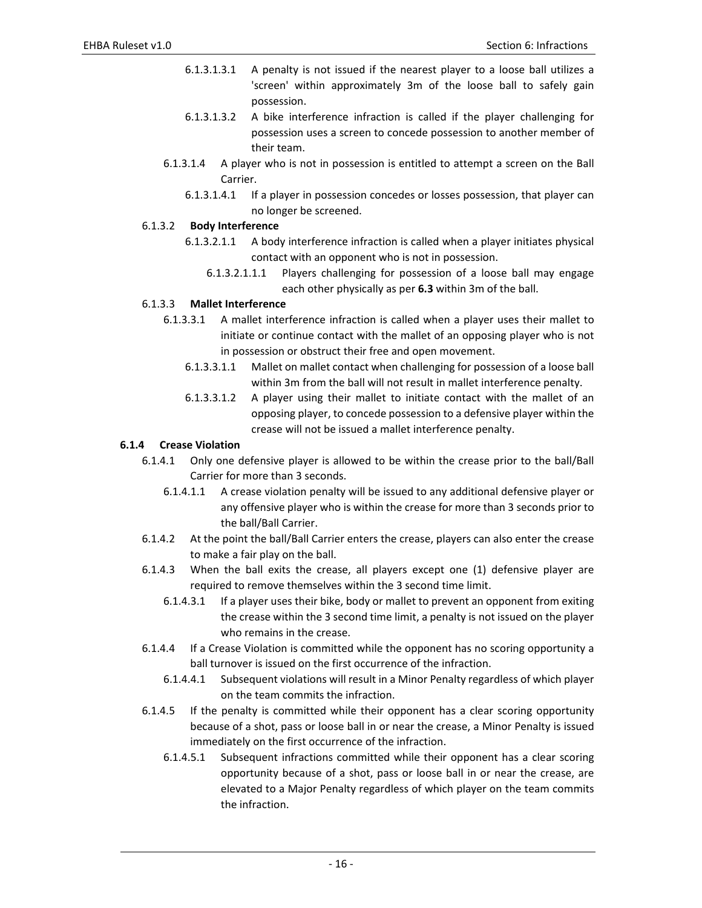6.1.3.1.3.1 A penalty is not issued if the nearest player to a loose ball utilizes a 'screen' within approximately 3m of the loose ball to safely gain possession.

6.1.3.1.3.2 A bike interference infraction is called if the player challenging for possession uses a screen to concede possession to another member of their team.

6.1.3.1.4 A player who is not in possession is entitled to attempt a screen on the Ball Carrier.

6.1.3.1.4.1 If a player in possession concedes or losses possession, that player can no longer be screened.

6.1.3.2 **Body Interference**

6.1.3.2.1.1 A body interference infraction is called when a player initiates physical contact with an opponent who is not in possession.

6.1.3.2.1.1.1 Players challenging for possession of a loose ball may engage each other physically as per **6.3** within 3m of the ball.

6.1.3.3 **Mallet Interference**

6.1.3.3.1 A mallet interference infraction is called when a player uses their mallet to initiate or continue contact with the mallet of an opposing player who is not in possession or obstruct their free and open movement.

6.1.3.3.1.1 Mallet on mallet contact when challenging for possession of a loose ball within 3m from the ball will not result in mallet interference penalty.

6.1.3.3.1.2 A player using their mallet to initiate contact with the mallet of an opposing player, to concede possession to a defensive player within the crease will not be issued a mallet interference penalty.

**6.1.4 Crease Violation**

6.1.4.1 Only one defensive player is allowed to be within the crease prior to the ball/Ball Carrier for more than 3 seconds.

6.1.4.1.1 A crease violation penalty will be issued to any additional defensive player or any offensive player who is within the crease for more than 3 seconds prior to the ball/Ball Carrier.

6.1.4.2 At the point the ball/Ball Carrier enters the crease, players can also enter the crease to make a fair play on the ball.

6.1.4.3 When the ball exits the crease, all players except one (1) defensive player are required to remove themselves within the 3 second time limit.

6.1.4.3.1 If a player uses their bike, body or mallet to prevent an opponent from exiting the crease within the 3 second time limit, a penalty is not issued on the player who remains in the crease.

6.1.4.4 If a Crease Violation is committed while the opponent has no scoring opportunity a ball turnover is issued on the first occurrence of the infraction.

6.1.4.4.1 Subsequent violations will result in a Minor Penalty regardless of which player on the team commits the infraction.

6.1.4.5 If the penalty is committed while their opponent has a clear scoring opportunity because of a shot, pass or loose ball in or near the crease, a Minor Penalty is issued immediately on the first occurrence of the infraction.

6.1.4.5.1 Subsequent infractions committed while their opponent has a clear scoring opportunity because of a shot, pass or loose ball in or near the crease, are elevated to a Major Penalty regardless of which player on the team commits the infraction.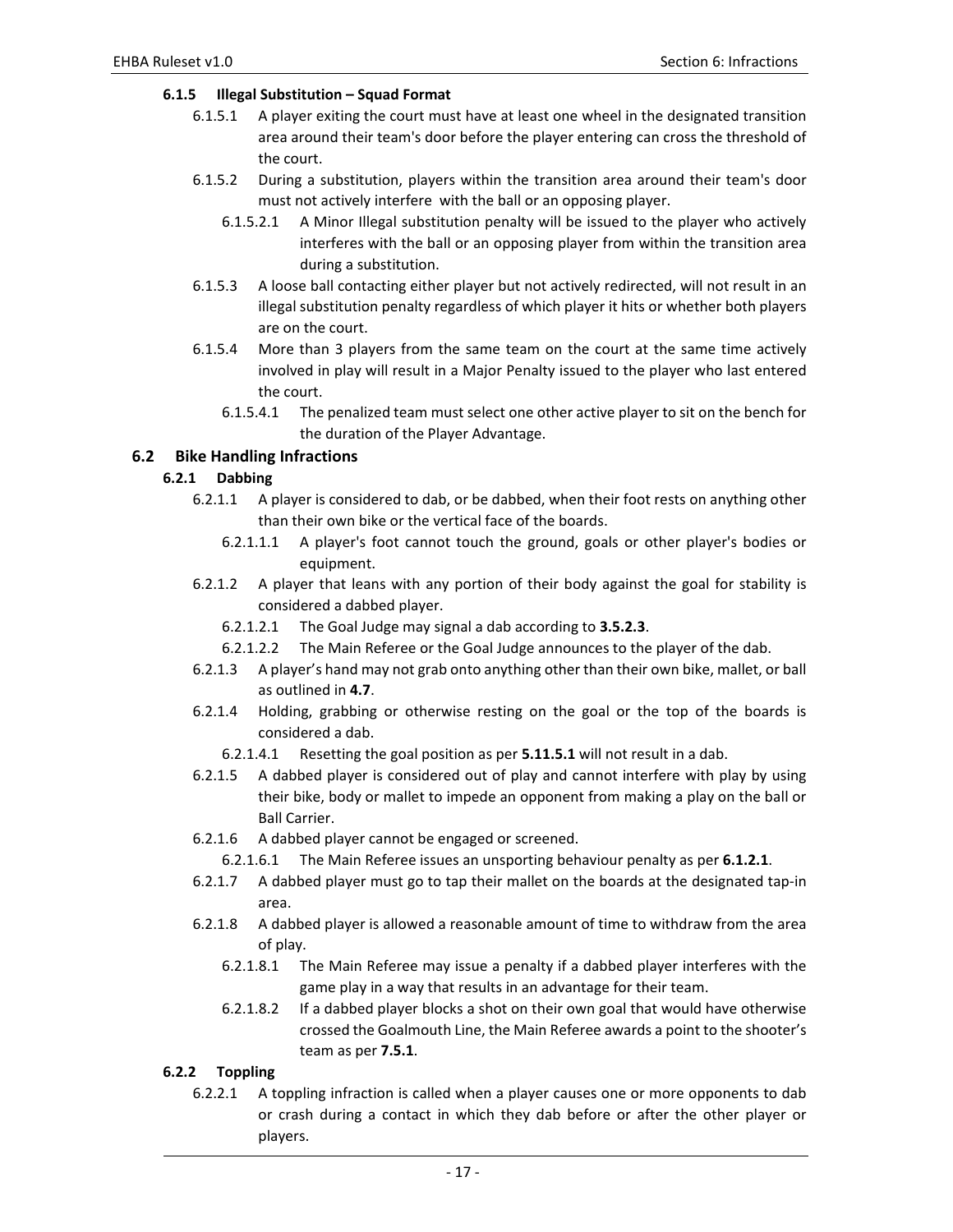### 6.1.5 Illegal Substitution – Squad Format

6.1.5.1 A player exiting the court must have at least one wheel in the designated transition area around their team's door before the player entering can cross the threshold of the court.

6.1.5.2 During a substitution, players within the transition area around their team's door must not actively interfere with the ball or an opposing player.

6.1.5.2.1 A Minor Illegal substitution penalty will be issued to the player who actively interferes with the ball or an opposing player from within the transition area during a substitution.

6.1.5.3 A loose ball contacting either player but not actively redirected, will not result in an illegal substitution penalty regardless of which player it hits or whether both players are on the court.

6.1.5.4 More than 3 players from the same team on the court at the same time actively involved in play will result in a Major Penalty issued to the player who last entered the court.

6.1.5.4.1 The penalized team must select one other active player to sit on the bench for the duration of the Player Advantage.

## 6.2 Bike Handling Infractions

### 6.2.1 Dabbing

6.2.1.1 A player is considered to dab, or be dabbed, when their foot rests on anything other than their own bike or the vertical face of the boards.

6.2.1.1.1 A player's foot cannot touch the ground, goals or other player's bodies or equipment.

6.2.1.2 A player that leans with any portion of their body against the goal for stability is considered a dabbed player.

6.2.1.2.1 The Goal Judge may signal a dab according to **3.5.2.3**.

6.2.1.2.2 The Main Referee or the Goal Judge announces to the player of the dab.

6.2.1.3 A player's hand may not grab onto anything other than their own bike, mallet, or ball as outlined in **4.7**.

6.2.1.4 Holding, grabbing or otherwise resting on the goal or the top of the boards is considered a dab.

6.2.1.4.1 Resetting the goal position as per **5.11.5.1** will not result in a dab.

6.2.1.5 A dabbed player is considered out of play and cannot interfere with play by using their bike, body or mallet to impede an opponent from making a play on the ball or Ball Carrier.

6.2.1.6 A dabbed player cannot be engaged or screened.

6.2.1.6.1 The Main Referee issues an unsporting behaviour penalty as per **6.1.2.1**.

6.2.1.7 A dabbed player must go to tap their mallet on the boards at the designated tap-in area.

6.2.1.8 A dabbed player is allowed a reasonable amount of time to withdraw from the area of play.

6.2.1.8.1 The Main Referee may issue a penalty if a dabbed player interferes with the game play in a way that results in an advantage for their team.

6.2.1.8.2 If a dabbed player blocks a shot on their own goal that would have otherwise crossed the Goalmouth Line, the Main Referee awards a point to the shooter's team as per **7.5.1**.

### 6.2.2 Toppling

6.2.2.1 A toppling infraction is called when a player causes one or more opponents to dab or crash during a contact in which they dab before or after the other player or players.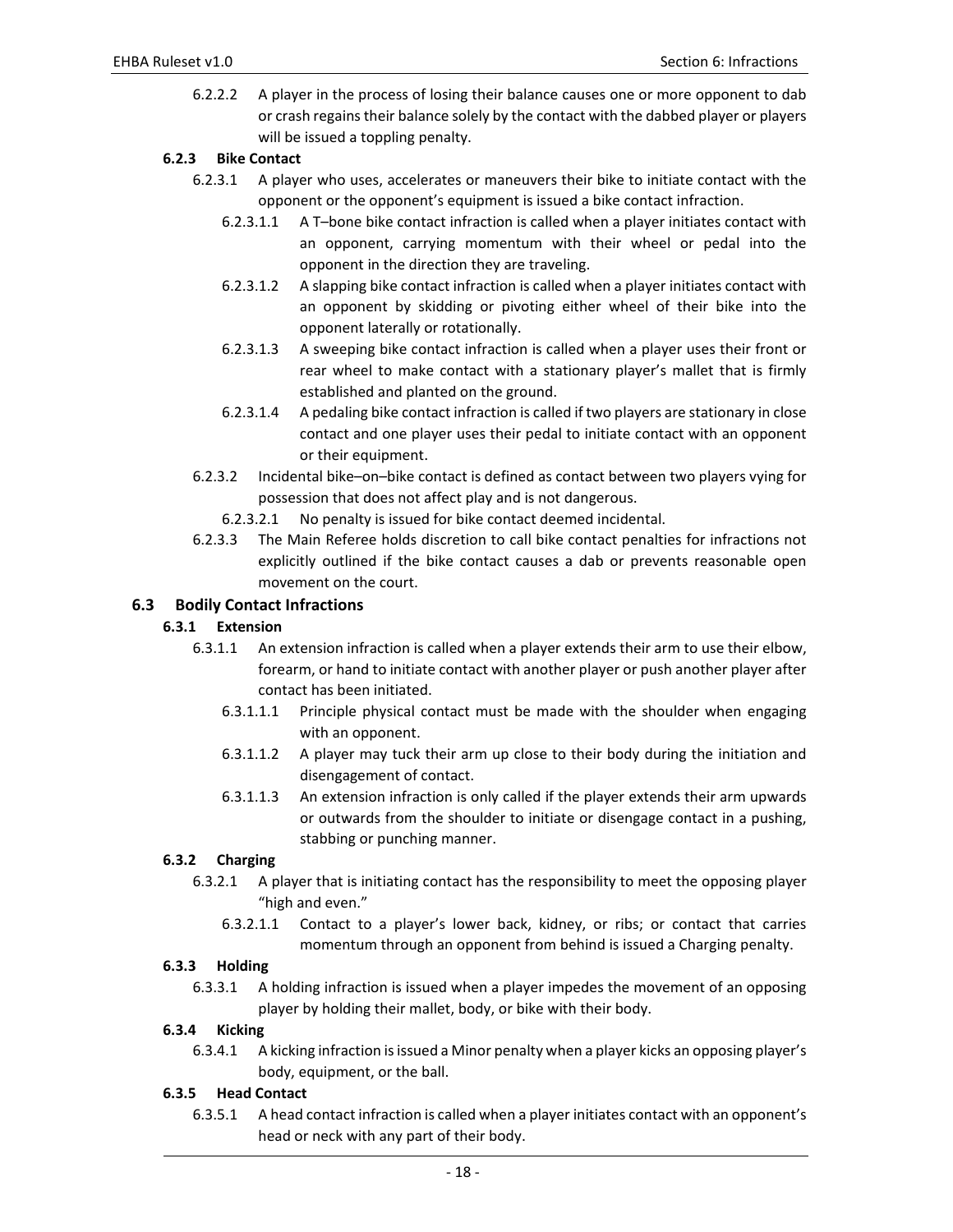6.2.2.2 A player in the process of losing their balance causes one or more opponent to dab or crash regains their balance solely by the contact with the dabbed player or players will be issued a toppling penalty.

### 6.2.3 Bike Contact

6.2.3.1 A player who uses, accelerates or maneuvers their bike to initiate contact with the opponent or the opponent's equipment is issued a bike contact infraction.

6.2.3.1.1 A T–bone bike contact infraction is called when a player initiates contact with an opponent, carrying momentum with their wheel or pedal into the opponent in the direction they are traveling.

6.2.3.1.2 A slapping bike contact infraction is called when a player initiates contact with an opponent by skidding or pivoting either wheel of their bike into the opponent laterally or rotationally.

6.2.3.1.3 A sweeping bike contact infraction is called when a player uses their front or rear wheel to make contact with a stationary player's mallet that is firmly established and planted on the ground.

6.2.3.1.4 A pedaling bike contact infraction is called if two players are stationary in close contact and one player uses their pedal to initiate contact with an opponent or their equipment.

6.2.3.2 Incidental bike–on–bike contact is defined as contact between two players vying for possession that does not affect play and is not dangerous.

6.2.3.2.1 No penalty is issued for bike contact deemed incidental.

6.2.3.3 The Main Referee holds discretion to call bike contact penalties for infractions not explicitly outlined if the bike contact causes a dab or prevents reasonable open movement on the court.

## 6.3 Bodily Contact Infractions

### 6.3.1 Extension

6.3.1.1 An extension infraction is called when a player extends their arm to use their elbow, forearm, or hand to initiate contact with another player or push another player after contact has been initiated.

6.3.1.1.1 Principle physical contact must be made with the shoulder when engaging with an opponent.

6.3.1.1.2 A player may tuck their arm up close to their body during the initiation and disengagement of contact.

6.3.1.1.3 An extension infraction is only called if the player extends their arm upwards or outwards from the shoulder to initiate or disengage contact in a pushing, stabbing or punching manner.

### 6.3.2 Charging

6.3.2.1 A player that is initiating contact has the responsibility to meet the opposing player "high and even."

6.3.2.1.1 Contact to a player's lower back, kidney, or ribs; or contact that carries momentum through an opponent from behind is issued a Charging penalty.

### 6.3.3 Holding

6.3.3.1 A holding infraction is issued when a player impedes the movement of an opposing player by holding their mallet, body, or bike with their body.

### 6.3.4 Kicking

6.3.4.1 A kicking infraction is issued a Minor penalty when a player kicks an opposing player's body, equipment, or the ball.

### 6.3.5 Head Contact

6.3.5.1 A head contact infraction is called when a player initiates contact with an opponent's head or neck with any part of their body.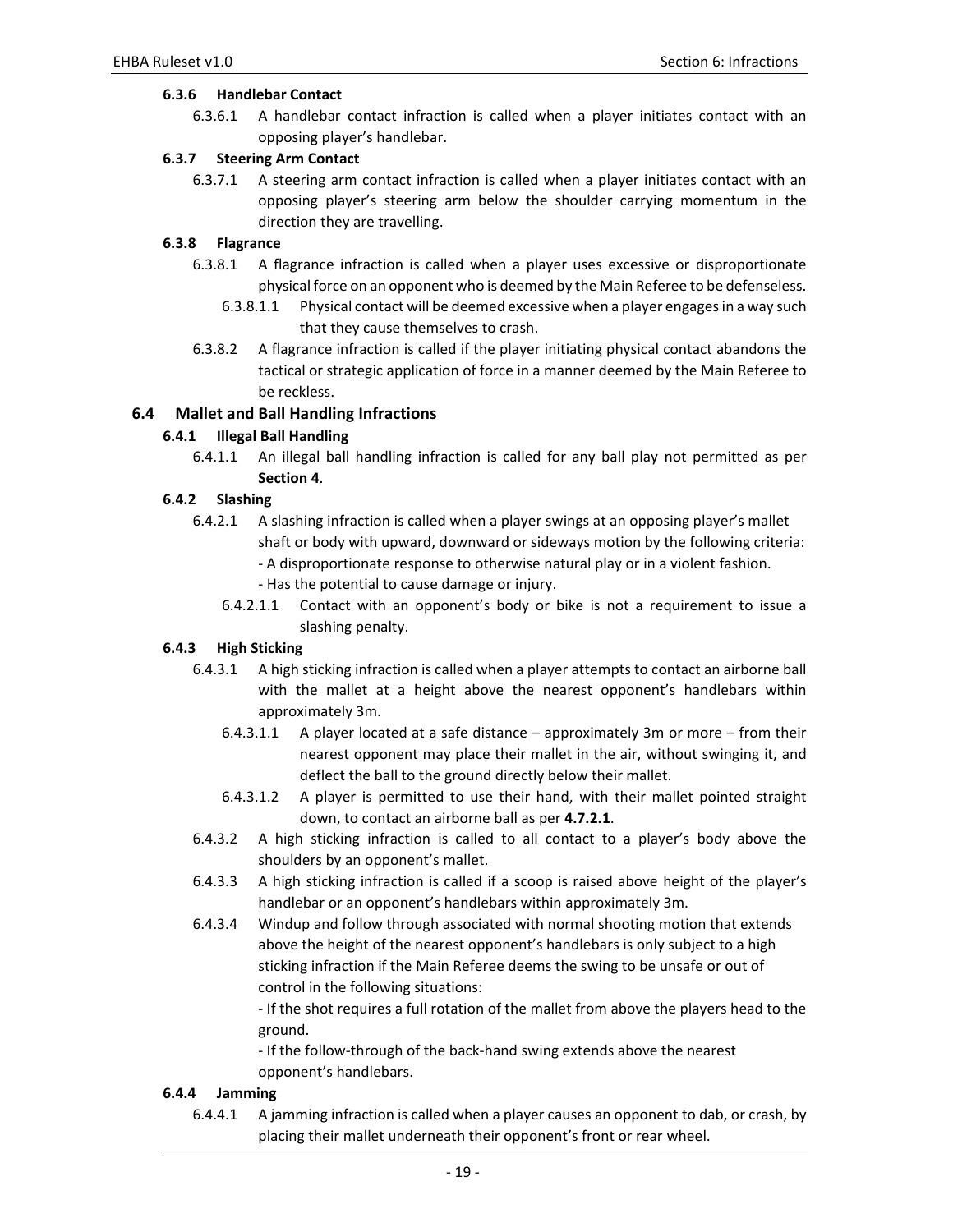### 6.3.6 Handlebar Contact

6.3.6.1 A handlebar contact infraction is called when a player initiates contact with an opposing player's handlebar.

### 6.3.7 Steering Arm Contact

6.3.7.1 A steering arm contact infraction is called when a player initiates contact with an opposing player's steering arm below the shoulder carrying momentum in the direction they are travelling.

### 6.3.8 Flagrance

6.3.8.1 A flagrance infraction is called when a player uses excessive or disproportionate physical force on an opponent who is deemed by the Main Referee to be defenseless.

6.3.8.1.1 Physical contact will be deemed excessive when a player engages in a way such that they cause themselves to crash.

6.3.8.2 A flagrance infraction is called if the player initiating physical contact abandons the tactical or strategic application of force in a manner deemed by the Main Referee to be reckless.

## 6.4 Mallet and Ball Handling Infractions

### 6.4.1 Illegal Ball Handling

6.4.1.1 An illegal ball handling infraction is called for any ball play not permitted as per **Section 4**.

### 6.4.2 Slashing

6.4.2.1 A slashing infraction is called when a player swings at an opposing player's mallet shaft or body with upward, downward or sideways motion by the following criteria:
- A disproportionate response to otherwise natural play or in a violent fashion.
- Has the potential to cause damage or injury.

6.4.2.1.1 Contact with an opponent's body or bike is not a requirement to issue a slashing penalty.

### 6.4.3 High Sticking

6.4.3.1 A high sticking infraction is called when a player attempts to contact an airborne ball with the mallet at a height above the nearest opponent's handlebars within approximately 3m.

6.4.3.1.1 A player located at a safe distance – approximately 3m or more – from their nearest opponent may place their mallet in the air, without swinging it, and deflect the ball to the ground directly below their mallet.

6.4.3.1.2 A player is permitted to use their hand, with their mallet pointed straight down, to contact an airborne ball as per **4.7.2.1**.

6.4.3.2 A high sticking infraction is called to all contact to a player's body above the shoulders by an opponent's mallet.

6.4.3.3 A high sticking infraction is called if a scoop is raised above height of the player's handlebar or an opponent's handlebars within approximately 3m.

6.4.3.4 Windup and follow through associated with normal shooting motion that extends above the height of the nearest opponent's handlebars is only subject to a high sticking infraction if the Main Referee deems the swing to be unsafe or out of control in the following situations:
- If the shot requires a full rotation of the mallet from above the players head to the ground.
- If the follow-through of the back-hand swing extends above the nearest opponent's handlebars.

### 6.4.4 Jamming

6.4.4.1 A jamming infraction is called when a player causes an opponent to dab, or crash, by placing their mallet underneath their opponent's front or rear wheel.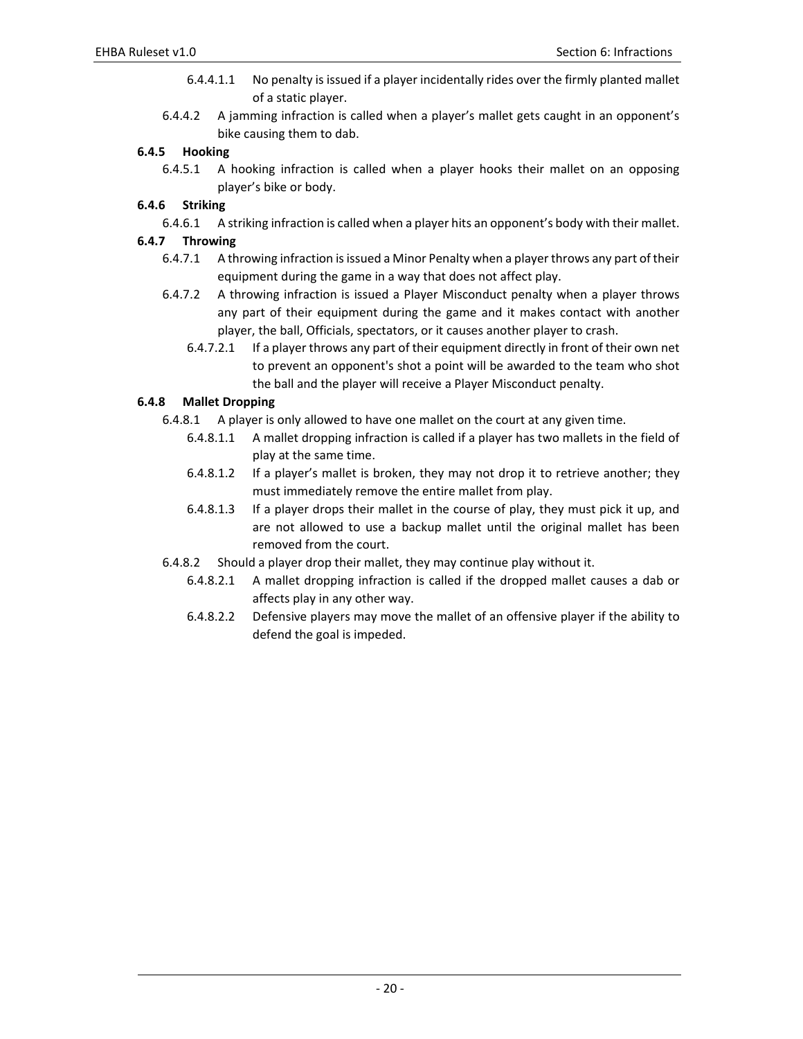6.4.4.1.1 No penalty is issued if a player incidentally rides over the firmly planted mallet of a static player.

6.4.4.2 A jamming infraction is called when a player's mallet gets caught in an opponent's bike causing them to dab.

### 6.4.5 Hooking

6.4.5.1 A hooking infraction is called when a player hooks their mallet on an opposing player's bike or body.

### 6.4.6 Striking

6.4.6.1 A striking infraction is called when a player hits an opponent's body with their mallet.

### 6.4.7 Throwing

6.4.7.1 A throwing infraction is issued a Minor Penalty when a player throws any part of their equipment during the game in a way that does not affect play.

6.4.7.2 A throwing infraction is issued a Player Misconduct penalty when a player throws any part of their equipment during the game and it makes contact with another player, the ball, Officials, spectators, or it causes another player to crash.

6.4.7.2.1 If a player throws any part of their equipment directly in front of their own net to prevent an opponent's shot a point will be awarded to the team who shot the ball and the player will receive a Player Misconduct penalty.

### 6.4.8 Mallet Dropping

6.4.8.1 A player is only allowed to have one mallet on the court at any given time.

6.4.8.1.1 A mallet dropping infraction is called if a player has two mallets in the field of play at the same time.

6.4.8.1.2 If a player's mallet is broken, they may not drop it to retrieve another; they must immediately remove the entire mallet from play.

6.4.8.1.3 If a player drops their mallet in the course of play, they must pick it up, and are not allowed to use a backup mallet until the original mallet has been removed from the court.

6.4.8.2 Should a player drop their mallet, they may continue play without it.

6.4.8.2.1 A mallet dropping infraction is called if the dropped mallet causes a dab or affects play in any other way.

6.4.8.2.2 Defensive players may move the mallet of an offensive player if the ability to defend the goal is impeded.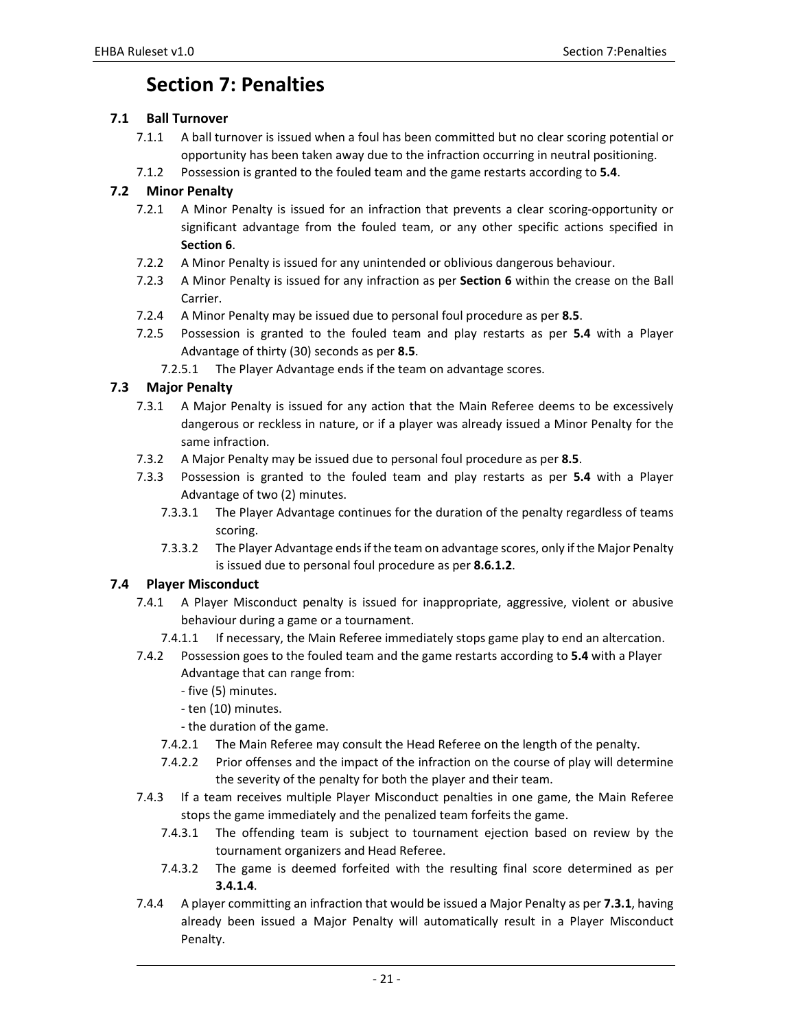# Section 7: Penalties

## 7.1 Ball Turnover

7.1.1 A ball turnover is issued when a foul has been committed but no clear scoring potential or opportunity has been taken away due to the infraction occurring in neutral positioning.

7.1.2 Possession is granted to the fouled team and the game restarts according to **5.4**.

## 7.2 Minor Penalty

7.2.1 A Minor Penalty is issued for an infraction that prevents a clear scoring-opportunity or significant advantage from the fouled team, or any other specific actions specified in **Section 6**.

7.2.2 A Minor Penalty is issued for any unintended or oblivious dangerous behaviour.

7.2.3 A Minor Penalty is issued for any infraction as per **Section 6** within the crease on the Ball Carrier.

7.2.4 A Minor Penalty may be issued due to personal foul procedure as per **8.5**.

7.2.5 Possession is granted to the fouled team and play restarts as per **5.4** with a Player Advantage of thirty (30) seconds as per **8.5**.

7.2.5.1 The Player Advantage ends if the team on advantage scores.

## 7.3 Major Penalty

7.3.1 A Major Penalty is issued for any action that the Main Referee deems to be excessively dangerous or reckless in nature, or if a player was already issued a Minor Penalty for the same infraction.

7.3.2 A Major Penalty may be issued due to personal foul procedure as per **8.5**.

7.3.3 Possession is granted to the fouled team and play restarts as per **5.4** with a Player Advantage of two (2) minutes.

7.3.3.1 The Player Advantage continues for the duration of the penalty regardless of teams scoring.

7.3.3.2 The Player Advantage ends if the team on advantage scores, only if the Major Penalty is issued due to personal foul procedure as per **8.6.1.2**.

## 7.4 Player Misconduct

7.4.1 A Player Misconduct penalty is issued for inappropriate, aggressive, violent or abusive behaviour during a game or a tournament.

7.4.1.1 If necessary, the Main Referee immediately stops game play to end an altercation.

7.4.2 Possession goes to the fouled team and the game restarts according to **5.4** with a Player Advantage that can range from:

- five (5) minutes.
- ten (10) minutes.
- the duration of the game.

7.4.2.1 The Main Referee may consult the Head Referee on the length of the penalty.

7.4.2.2 Prior offenses and the impact of the infraction on the course of play will determine the severity of the penalty for both the player and their team.

7.4.3 If a team receives multiple Player Misconduct penalties in one game, the Main Referee stops the game immediately and the penalized team forfeits the game.

7.4.3.1 The offending team is subject to tournament ejection based on review by the tournament organizers and Head Referee.

7.4.3.2 The game is deemed forfeited with the resulting final score determined as per **3.4.1.4**.

7.4.4 A player committing an infraction that would be issued a Major Penalty as per **7.3.1**, having already been issued a Major Penalty will automatically result in a Player Misconduct Penalty.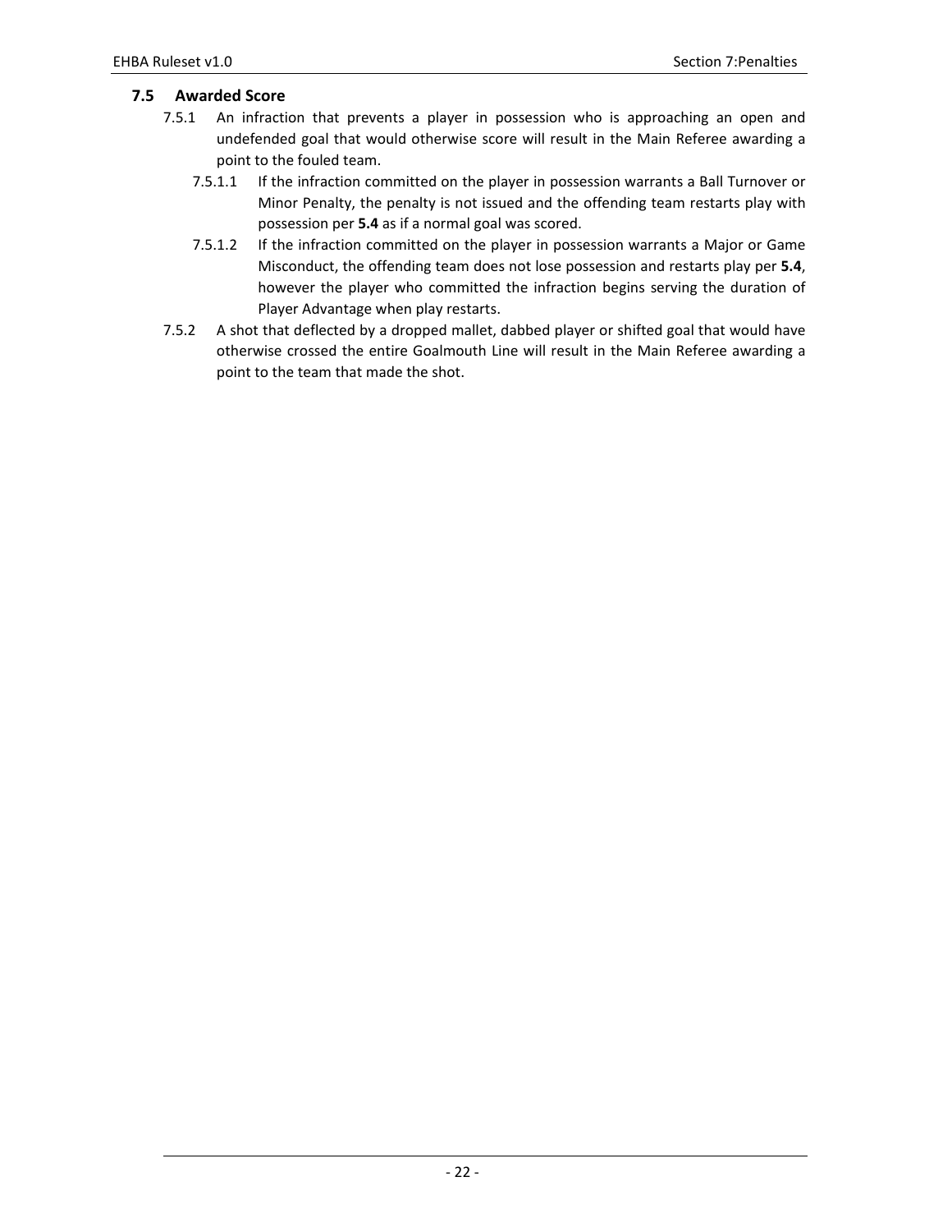## 7.5 Awarded Score

7.5.1 An infraction that prevents a player in possession who is approaching an open and undefended goal that would otherwise score will result in the Main Referee awarding a point to the fouled team.

7.5.1.1 If the infraction committed on the player in possession warrants a Ball Turnover or Minor Penalty, the penalty is not issued and the offending team restarts play with possession per **5.4** as if a normal goal was scored.

7.5.1.2 If the infraction committed on the player in possession warrants a Major or Game Misconduct, the offending team does not lose possession and restarts play per **5.4**, however the player who committed the infraction begins serving the duration of Player Advantage when play restarts.

7.5.2 A shot that deflected by a dropped mallet, dabbed player or shifted goal that would have otherwise crossed the entire Goalmouth Line will result in the Main Referee awarding a point to the team that made the shot.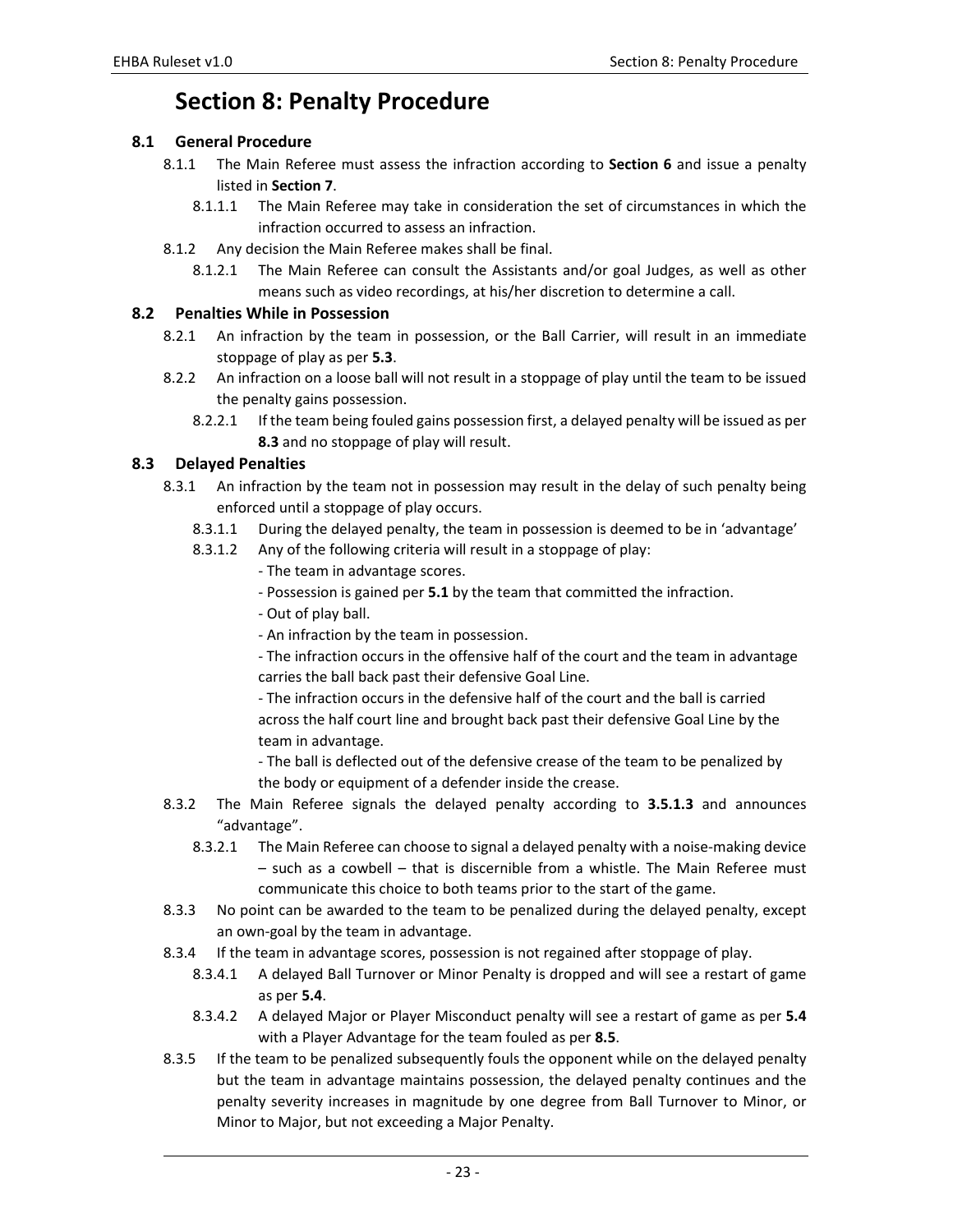# Section 8: Penalty Procedure

## 8.1 General Procedure

8.1.1 The Main Referee must assess the infraction according to **Section 6** and issue a penalty listed in **Section 7**.

8.1.1.1 The Main Referee may take in consideration the set of circumstances in which the infraction occurred to assess an infraction.

8.1.2 Any decision the Main Referee makes shall be final.

8.1.2.1 The Main Referee can consult the Assistants and/or goal Judges, as well as other means such as video recordings, at his/her discretion to determine a call.

## 8.2 Penalties While in Possession

8.2.1 An infraction by the team in possession, or the Ball Carrier, will result in an immediate stoppage of play as per **5.3**.

8.2.2 An infraction on a loose ball will not result in a stoppage of play until the team to be issued the penalty gains possession.

8.2.2.1 If the team being fouled gains possession first, a delayed penalty will be issued as per **8.3** and no stoppage of play will result.

## 8.3 Delayed Penalties

8.3.1 An infraction by the team not in possession may result in the delay of such penalty being enforced until a stoppage of play occurs.

8.3.1.1 During the delayed penalty, the team in possession is deemed to be in 'advantage'

8.3.1.2 Any of the following criteria will result in a stoppage of play:

- The team in advantage scores.
- Possession is gained per **5.1** by the team that committed the infraction.
- Out of play ball.
- An infraction by the team in possession.
- The infraction occurs in the offensive half of the court and the team in advantage carries the ball back past their defensive Goal Line.
- The infraction occurs in the defensive half of the court and the ball is carried across the half court line and brought back past their defensive Goal Line by the team in advantage.
- The ball is deflected out of the defensive crease of the team to be penalized by the body or equipment of a defender inside the crease.

8.3.2 The Main Referee signals the delayed penalty according to **3.5.1.3** and announces "advantage".

8.3.2.1 The Main Referee can choose to signal a delayed penalty with a noise-making device – such as a cowbell – that is discernible from a whistle. The Main Referee must communicate this choice to both teams prior to the start of the game.

8.3.3 No point can be awarded to the team to be penalized during the delayed penalty, except an own-goal by the team in advantage.

8.3.4 If the team in advantage scores, possession is not regained after stoppage of play.

8.3.4.1 A delayed Ball Turnover or Minor Penalty is dropped and will see a restart of game as per **5.4**.

8.3.4.2 A delayed Major or Player Misconduct penalty will see a restart of game as per **5.4** with a Player Advantage for the team fouled as per **8.5**.

8.3.5 If the team to be penalized subsequently fouls the opponent while on the delayed penalty but the team in advantage maintains possession, the delayed penalty continues and the penalty severity increases in magnitude by one degree from Ball Turnover to Minor, or Minor to Major, but not exceeding a Major Penalty.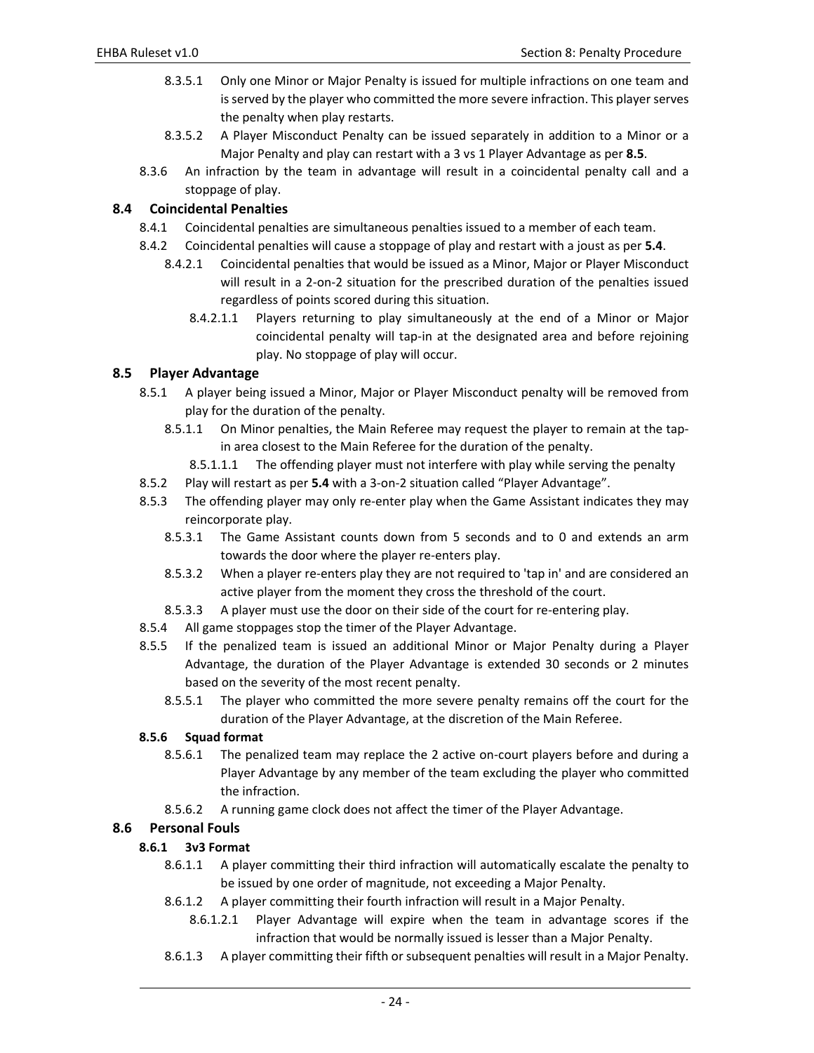8.3.5.1 Only one Minor or Major Penalty is issued for multiple infractions on one team and is served by the player who committed the more severe infraction. This player serves the penalty when play restarts.

8.3.5.2 A Player Misconduct Penalty can be issued separately in addition to a Minor or a Major Penalty and play can restart with a 3 vs 1 Player Advantage as per **8.5**.

8.3.6 An infraction by the team in advantage will result in a coincidental penalty call and a stoppage of play.

## 8.4 Coincidental Penalties

8.4.1 Coincidental penalties are simultaneous penalties issued to a member of each team.

8.4.2 Coincidental penalties will cause a stoppage of play and restart with a joust as per **5.4**.

8.4.2.1 Coincidental penalties that would be issued as a Minor, Major or Player Misconduct will result in a 2-on-2 situation for the prescribed duration of the penalties issued regardless of points scored during this situation.

8.4.2.1.1 Players returning to play simultaneously at the end of a Minor or Major coincidental penalty will tap-in at the designated area and before rejoining play. No stoppage of play will occur.

## 8.5 Player Advantage

8.5.1 A player being issued a Minor, Major or Player Misconduct penalty will be removed from play for the duration of the penalty.

8.5.1.1 On Minor penalties, the Main Referee may request the player to remain at the tap-in area closest to the Main Referee for the duration of the penalty.

8.5.1.1.1 The offending player must not interfere with play while serving the penalty

8.5.2 Play will restart as per **5.4** with a 3-on-2 situation called "Player Advantage".

8.5.3 The offending player may only re-enter play when the Game Assistant indicates they may reincorporate play.

8.5.3.1 The Game Assistant counts down from 5 seconds and to 0 and extends an arm towards the door where the player re-enters play.

8.5.3.2 When a player re-enters play they are not required to 'tap in' and are considered an active player from the moment they cross the threshold of the court.

8.5.3.3 A player must use the door on their side of the court for re-entering play.

8.5.4 All game stoppages stop the timer of the Player Advantage.

8.5.5 If the penalized team is issued an additional Minor or Major Penalty during a Player Advantage, the duration of the Player Advantage is extended 30 seconds or 2 minutes based on the severity of the most recent penalty.

8.5.5.1 The player who committed the more severe penalty remains off the court for the duration of the Player Advantage, at the discretion of the Main Referee.

### 8.5.6 Squad format

8.5.6.1 The penalized team may replace the 2 active on-court players before and during a Player Advantage by any member of the team excluding the player who committed the infraction.

8.5.6.2 A running game clock does not affect the timer of the Player Advantage.

## 8.6 Personal Fouls

### 8.6.1 3v3 Format

8.6.1.1 A player committing their third infraction will automatically escalate the penalty to be issued by one order of magnitude, not exceeding a Major Penalty.

8.6.1.2 A player committing their fourth infraction will result in a Major Penalty.

8.6.1.2.1 Player Advantage will expire when the team in advantage scores if the infraction that would be normally issued is lesser than a Major Penalty.

8.6.1.3 A player committing their fifth or subsequent penalties will result in a Major Penalty.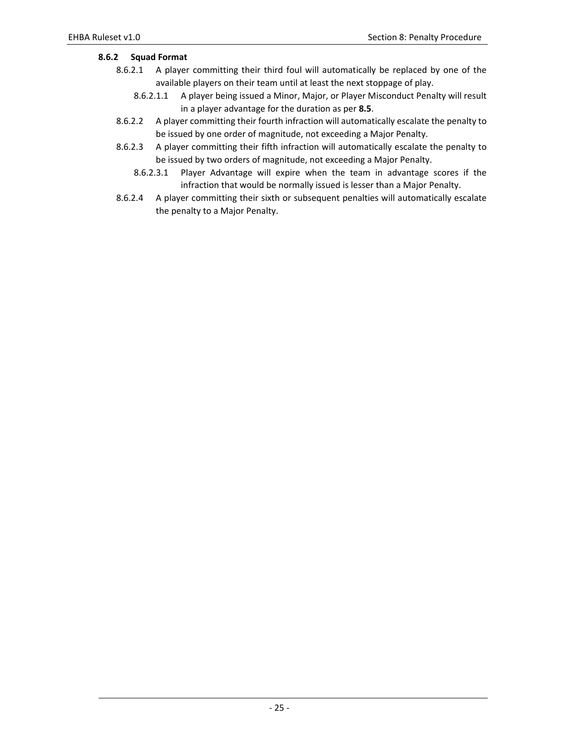#### 8.6.2 Squad Format

8.6.2.1 A player committing their third foul will automatically be replaced by one of the available players on their team until at least the next stoppage of play.

8.6.2.1.1 A player being issued a Minor, Major, or Player Misconduct Penalty will result in a player advantage for the duration as per **8.5**.

8.6.2.2 A player committing their fourth infraction will automatically escalate the penalty to be issued by one order of magnitude, not exceeding a Major Penalty.

8.6.2.3 A player committing their fifth infraction will automatically escalate the penalty to be issued by two orders of magnitude, not exceeding a Major Penalty.

8.6.2.3.1 Player Advantage will expire when the team in advantage scores if the infraction that would be normally issued is lesser than a Major Penalty.

8.6.2.4 A player committing their sixth or subsequent penalties will automatically escalate the penalty to a Major Penalty.